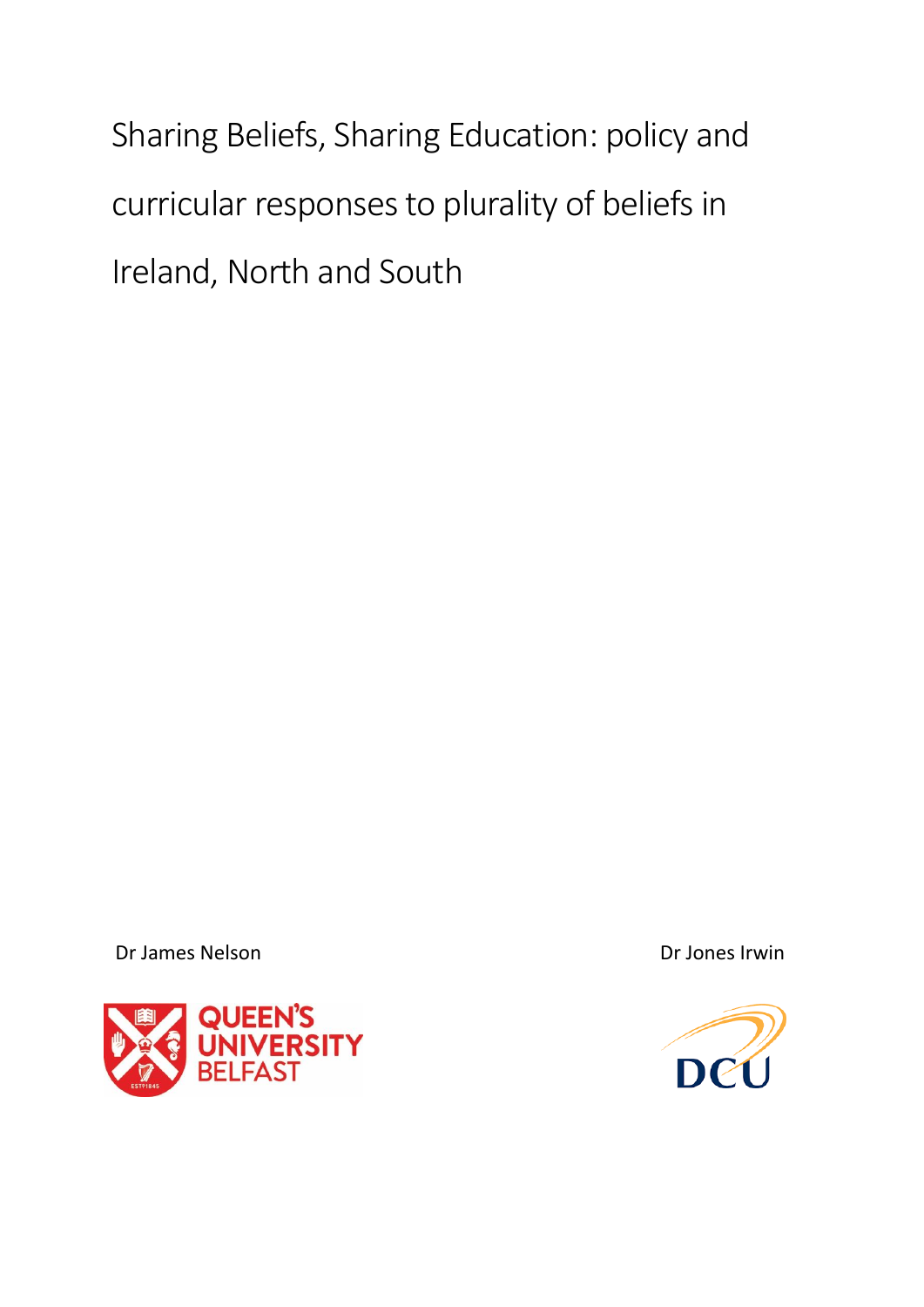# Sharing Beliefs, Sharing Education: policy and curricular responses to plurality of beliefs in Ireland, North and South

Dr James Nelson

Dr Jones Irwin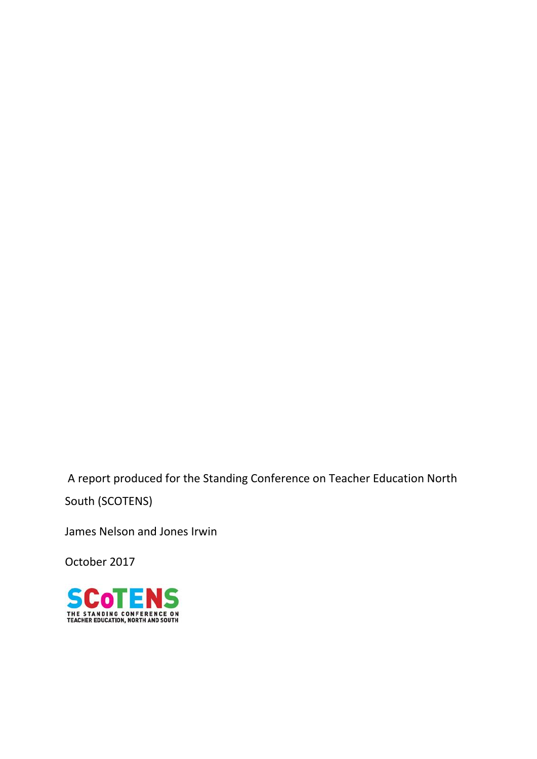A report produced for the Standing Conference on Teacher Education North South (SCOTENS)

James Nelson and Jones Irwin

October 2017

SCoTENS
THE STANDING CONFERENCE ON TEACHER EDUCATION, NORTH AND SOUTH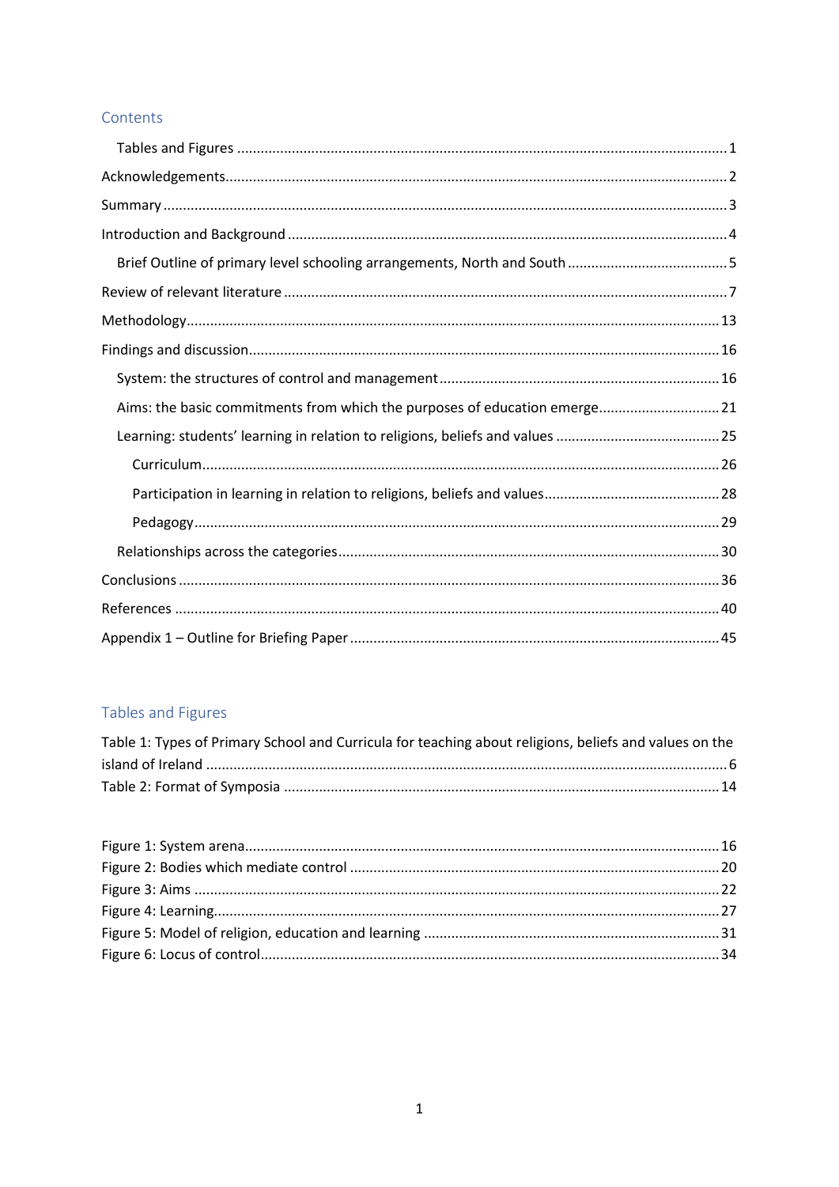## Contents

- Tables and Figures ... 1
- Acknowledgements ... 2
- Summary ... 3
- Introduction and Background ... 4
  - Brief Outline of primary level schooling arrangements, North and South ... 5
- Review of relevant literature ... 7
- Methodology ... 13
- Findings and discussion ... 16
  - System: the structures of control and management ... 16
  - Aims: the basic commitments from which the purposes of education emerge ... 21
  - Learning: students' learning in relation to religions, beliefs and values ... 25
    - Curriculum ... 26
    - Participation in learning in relation to religions, beliefs and values ... 28
    - Pedagogy ... 29
  - Relationships across the categories ... 30
- Conclusions ... 36
- References ... 40
- Appendix 1 – Outline for Briefing Paper ... 45

## Tables and Figures

Table 1: Types of Primary School and Curricula for teaching about religions, beliefs and values on the island of Ireland ... 6

Table 2: Format of Symposia ... 14

Figure 1: System arena ... 16

Figure 2: Bodies which mediate control ... 20

Figure 3: Aims ... 22

Figure 4: Learning ... 27

Figure 5: Model of religion, education and learning ... 31

Figure 6: Locus of control ... 34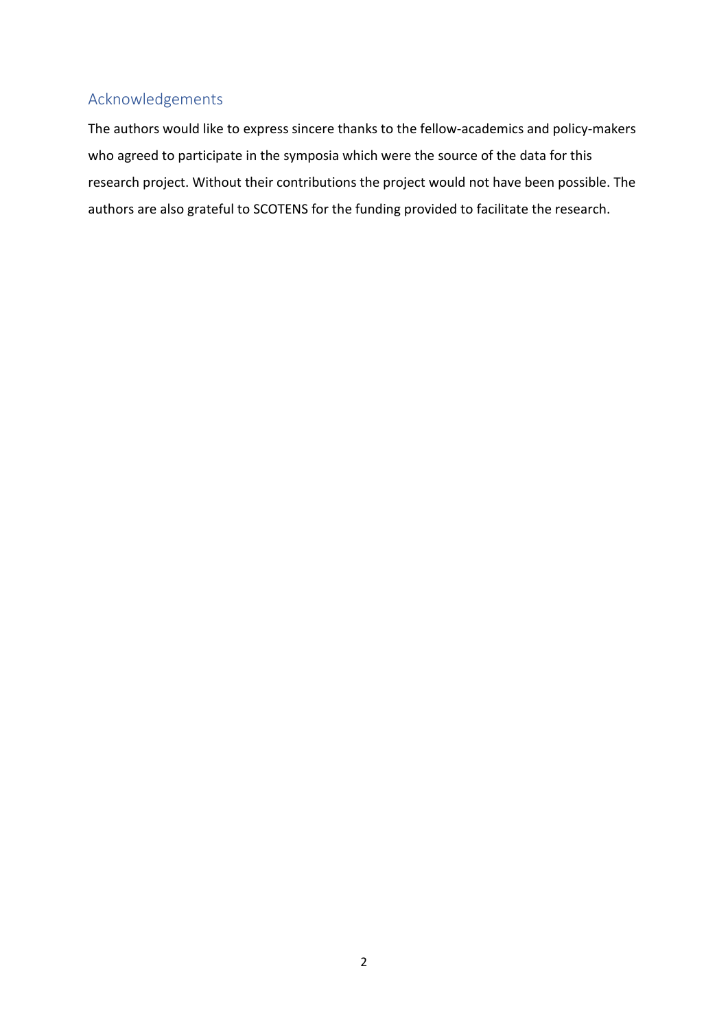## Acknowledgements

The authors would like to express sincere thanks to the fellow-academics and policy-makers who agreed to participate in the symposia which were the source of the data for this research project. Without their contributions the project would not have been possible. The authors are also grateful to SCOTENS for the funding provided to facilitate the research.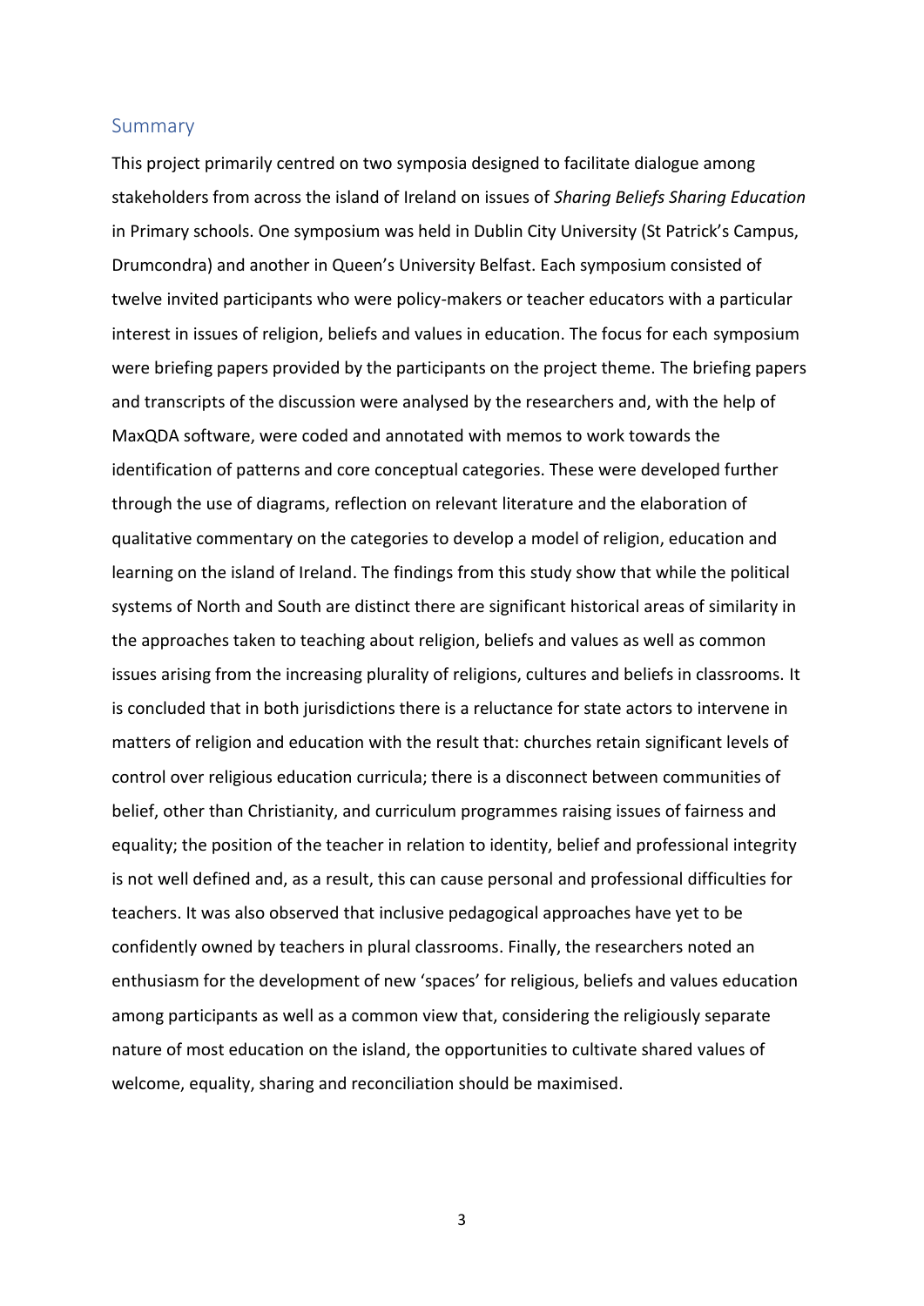## Summary

This project primarily centred on two symposia designed to facilitate dialogue among stakeholders from across the island of Ireland on issues of *Sharing Beliefs Sharing Education* in Primary schools. One symposium was held in Dublin City University (St Patrick's Campus, Drumcondra) and another in Queen's University Belfast. Each symposium consisted of twelve invited participants who were policy-makers or teacher educators with a particular interest in issues of religion, beliefs and values in education. The focus for each symposium were briefing papers provided by the participants on the project theme. The briefing papers and transcripts of the discussion were analysed by the researchers and, with the help of MaxQDA software, were coded and annotated with memos to work towards the identification of patterns and core conceptual categories. These were developed further through the use of diagrams, reflection on relevant literature and the elaboration of qualitative commentary on the categories to develop a model of religion, education and learning on the island of Ireland. The findings from this study show that while the political systems of North and South are distinct there are significant historical areas of similarity in the approaches taken to teaching about religion, beliefs and values as well as common issues arising from the increasing plurality of religions, cultures and beliefs in classrooms. It is concluded that in both jurisdictions there is a reluctance for state actors to intervene in matters of religion and education with the result that: churches retain significant levels of control over religious education curricula; there is a disconnect between communities of belief, other than Christianity, and curriculum programmes raising issues of fairness and equality; the position of the teacher in relation to identity, belief and professional integrity is not well defined and, as a result, this can cause personal and professional difficulties for teachers. It was also observed that inclusive pedagogical approaches have yet to be confidently owned by teachers in plural classrooms. Finally, the researchers noted an enthusiasm for the development of new 'spaces' for religious, beliefs and values education among participants as well as a common view that, considering the religiously separate nature of most education on the island, the opportunities to cultivate shared values of welcome, equality, sharing and reconciliation should be maximised.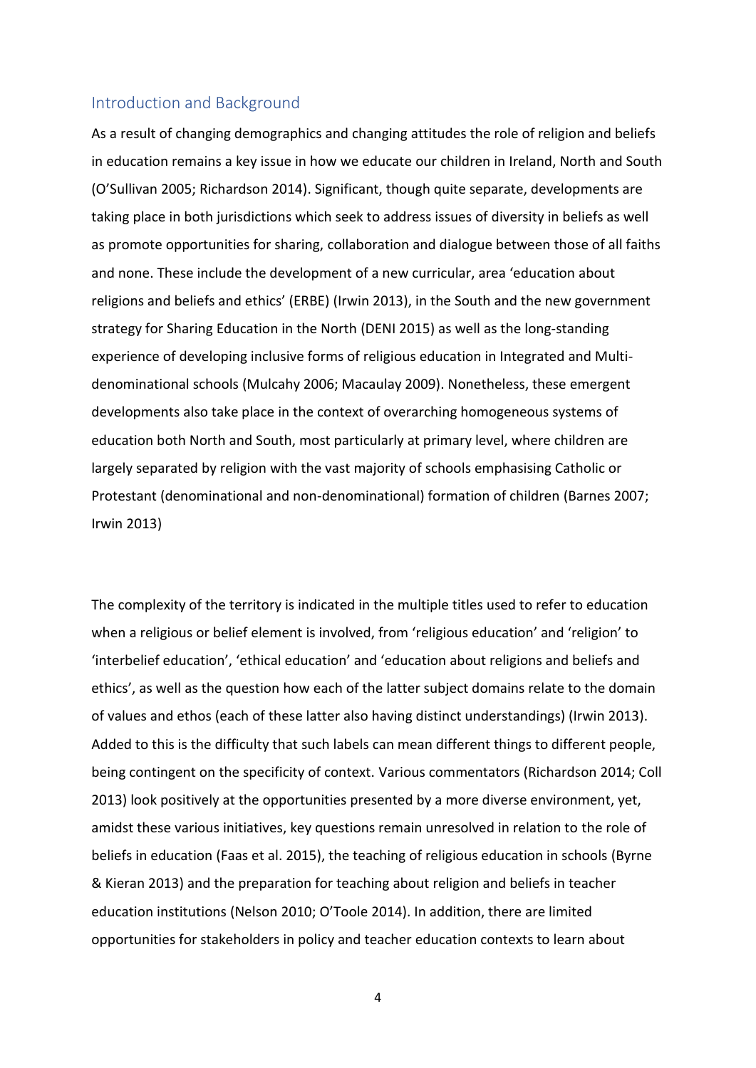## Introduction and Background

As a result of changing demographics and changing attitudes the role of religion and beliefs in education remains a key issue in how we educate our children in Ireland, North and South (O'Sullivan 2005; Richardson 2014). Significant, though quite separate, developments are taking place in both jurisdictions which seek to address issues of diversity in beliefs as well as promote opportunities for sharing, collaboration and dialogue between those of all faiths and none. These include the development of a new curricular, area 'education about religions and beliefs and ethics' (ERBE) (Irwin 2013), in the South and the new government strategy for Sharing Education in the North (DENI 2015) as well as the long-standing experience of developing inclusive forms of religious education in Integrated and Multi-denominational schools (Mulcahy 2006; Macaulay 2009). Nonetheless, these emergent developments also take place in the context of overarching homogeneous systems of education both North and South, most particularly at primary level, where children are largely separated by religion with the vast majority of schools emphasising Catholic or Protestant (denominational and non-denominational) formation of children (Barnes 2007; Irwin 2013)

The complexity of the territory is indicated in the multiple titles used to refer to education when a religious or belief element is involved, from 'religious education' and 'religion' to 'interbelief education', 'ethical education' and 'education about religions and beliefs and ethics', as well as the question how each of the latter subject domains relate to the domain of values and ethos (each of these latter also having distinct understandings) (Irwin 2013). Added to this is the difficulty that such labels can mean different things to different people, being contingent on the specificity of context. Various commentators (Richardson 2014; Coll 2013) look positively at the opportunities presented by a more diverse environment, yet, amidst these various initiatives, key questions remain unresolved in relation to the role of beliefs in education (Faas et al. 2015), the teaching of religious education in schools (Byrne & Kieran 2013) and the preparation for teaching about religion and beliefs in teacher education institutions (Nelson 2010; O'Toole 2014). In addition, there are limited opportunities for stakeholders in policy and teacher education contexts to learn about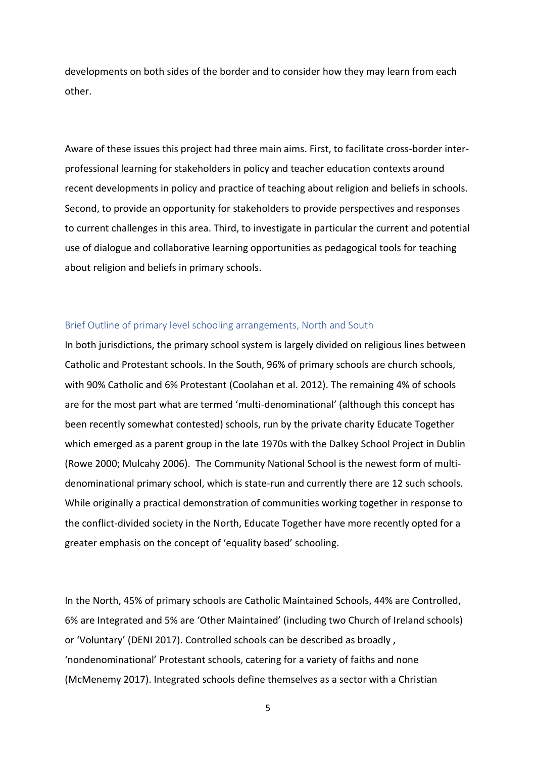developments on both sides of the border and to consider how they may learn from each other.

Aware of these issues this project had three main aims. First, to facilitate cross-border inter-professional learning for stakeholders in policy and teacher education contexts around recent developments in policy and practice of teaching about religion and beliefs in schools. Second, to provide an opportunity for stakeholders to provide perspectives and responses to current challenges in this area. Third, to investigate in particular the current and potential use of dialogue and collaborative learning opportunities as pedagogical tools for teaching about religion and beliefs in primary schools.

### Brief Outline of primary level schooling arrangements, North and South

In both jurisdictions, the primary school system is largely divided on religious lines between Catholic and Protestant schools. In the South, 96% of primary schools are church schools, with 90% Catholic and 6% Protestant (Coolahan et al. 2012). The remaining 4% of schools are for the most part what are termed 'multi-denominational' (although this concept has been recently somewhat contested) schools, run by the private charity Educate Together which emerged as a parent group in the late 1970s with the Dalkey School Project in Dublin (Rowe 2000; Mulcahy 2006). The Community National School is the newest form of multi-denominational primary school, which is state-run and currently there are 12 such schools. While originally a practical demonstration of communities working together in response to the conflict-divided society in the North, Educate Together have more recently opted for a greater emphasis on the concept of 'equality based' schooling.

In the North, 45% of primary schools are Catholic Maintained Schools, 44% are Controlled, 6% are Integrated and 5% are 'Other Maintained' (including two Church of Ireland schools) or 'Voluntary' (DENI 2017). Controlled schools can be described as broadly , 'nondenominational' Protestant schools, catering for a variety of faiths and none (McMenemy 2017). Integrated schools define themselves as a sector with a Christian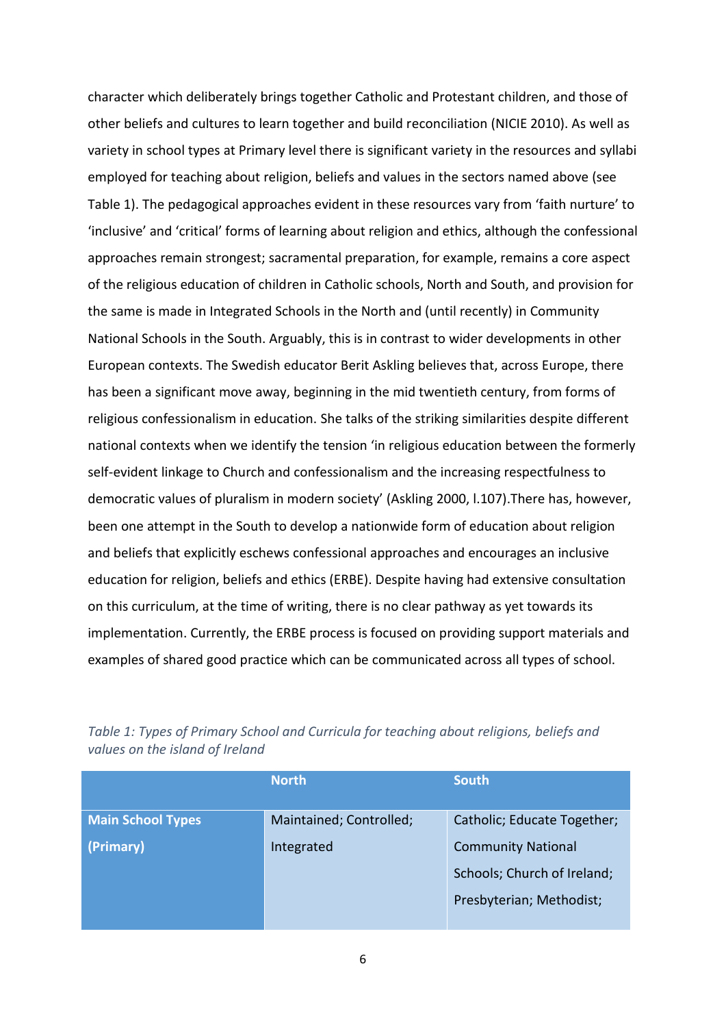character which deliberately brings together Catholic and Protestant children, and those of other beliefs and cultures to learn together and build reconciliation (NICIE 2010). As well as variety in school types at Primary level there is significant variety in the resources and syllabi employed for teaching about religion, beliefs and values in the sectors named above (see Table 1). The pedagogical approaches evident in these resources vary from 'faith nurture' to 'inclusive' and 'critical' forms of learning about religion and ethics, although the confessional approaches remain strongest; sacramental preparation, for example, remains a core aspect of the religious education of children in Catholic schools, North and South, and provision for the same is made in Integrated Schools in the North and (until recently) in Community National Schools in the South. Arguably, this is in contrast to wider developments in other European contexts. The Swedish educator Berit Askling believes that, across Europe, there has been a significant move away, beginning in the mid twentieth century, from forms of religious confessionalism in education. She talks of the striking similarities despite different national contexts when we identify the tension 'in religious education between the formerly self-evident linkage to Church and confessionalism and the increasing respectfulness to democratic values of pluralism in modern society' (Askling 2000, l.107).There has, however, been one attempt in the South to develop a nationwide form of education about religion and beliefs that explicitly eschews confessional approaches and encourages an inclusive education for religion, beliefs and ethics (ERBE). Despite having had extensive consultation on this curriculum, at the time of writing, there is no clear pathway as yet towards its implementation. Currently, the ERBE process is focused on providing support materials and examples of shared good practice which can be communicated across all types of school.

*Table 1: Types of Primary School and Curricula for teaching about religions, beliefs and values on the island of Ireland*

| | North | South |
|---|---|---|
| **Main School Types (Primary)** | Maintained; Controlled; Integrated | Catholic; Educate Together; Community National Schools; Church of Ireland; Presbyterian; Methodist; |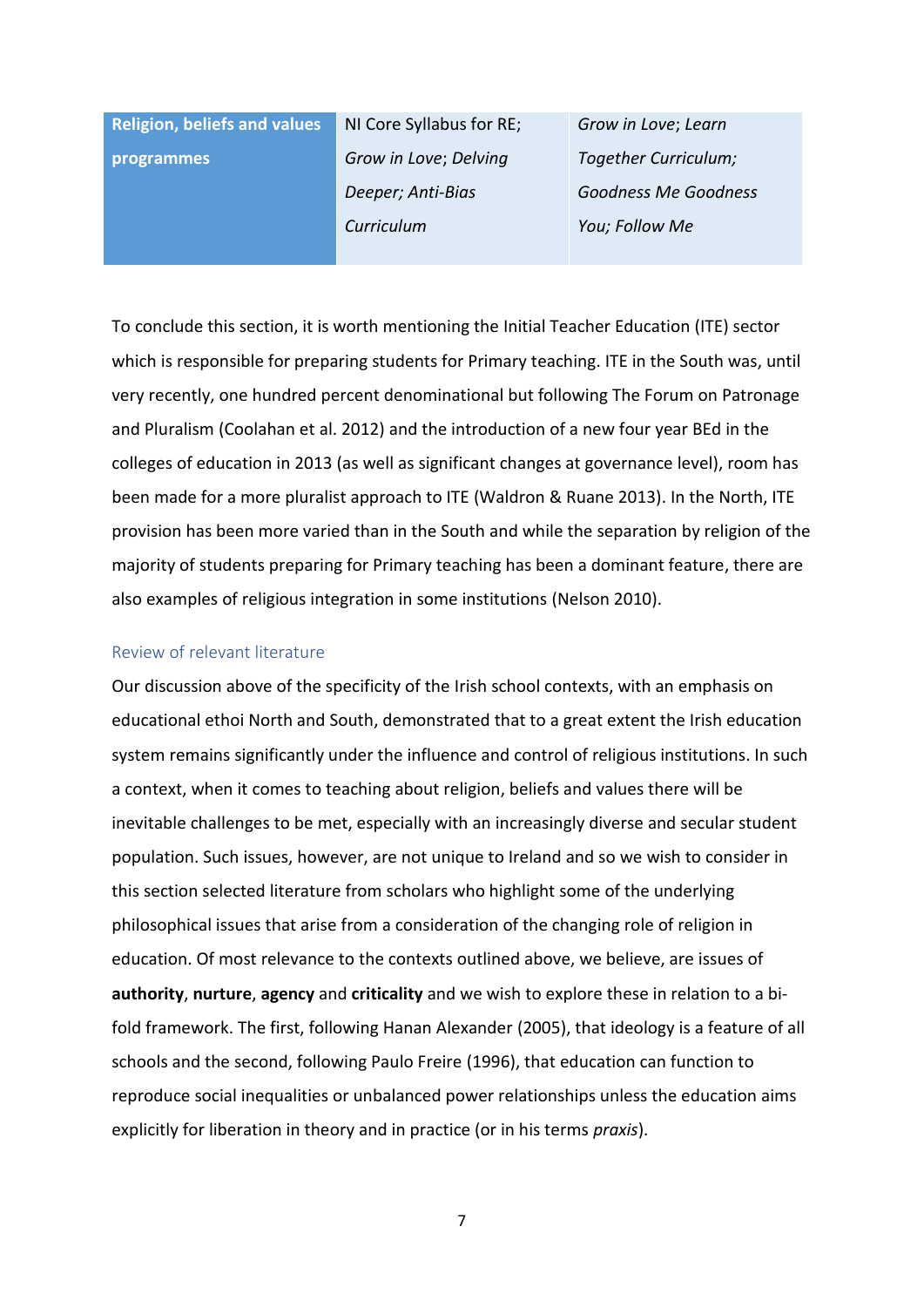| Religion, beliefs and values programmes | NI Core Syllabus for RE; *Grow in Love*; *Delving Deeper; Anti-Bias Curriculum* | *Grow in Love*; *Learn Together Curriculum; Goodness Me Goodness You; Follow Me* |
|---|---|---|

To conclude this section, it is worth mentioning the Initial Teacher Education (ITE) sector which is responsible for preparing students for Primary teaching. ITE in the South was, until very recently, one hundred percent denominational but following The Forum on Patronage and Pluralism (Coolahan et al. 2012) and the introduction of a new four year BEd in the colleges of education in 2013 (as well as significant changes at governance level), room has been made for a more pluralist approach to ITE (Waldron & Ruane 2013). In the North, ITE provision has been more varied than in the South and while the separation by religion of the majority of students preparing for Primary teaching has been a dominant feature, there are also examples of religious integration in some institutions (Nelson 2010).

## Review of relevant literature

Our discussion above of the specificity of the Irish school contexts, with an emphasis on educational ethoi North and South, demonstrated that to a great extent the Irish education system remains significantly under the influence and control of religious institutions. In such a context, when it comes to teaching about religion, beliefs and values there will be inevitable challenges to be met, especially with an increasingly diverse and secular student population. Such issues, however, are not unique to Ireland and so we wish to consider in this section selected literature from scholars who highlight some of the underlying philosophical issues that arise from a consideration of the changing role of religion in education. Of most relevance to the contexts outlined above, we believe, are issues of **authority**, **nurture**, **agency** and **criticality** and we wish to explore these in relation to a bi-fold framework. The first, following Hanan Alexander (2005), that ideology is a feature of all schools and the second, following Paulo Freire (1996), that education can function to reproduce social inequalities or unbalanced power relationships unless the education aims explicitly for liberation in theory and in practice (or in his terms *praxis*).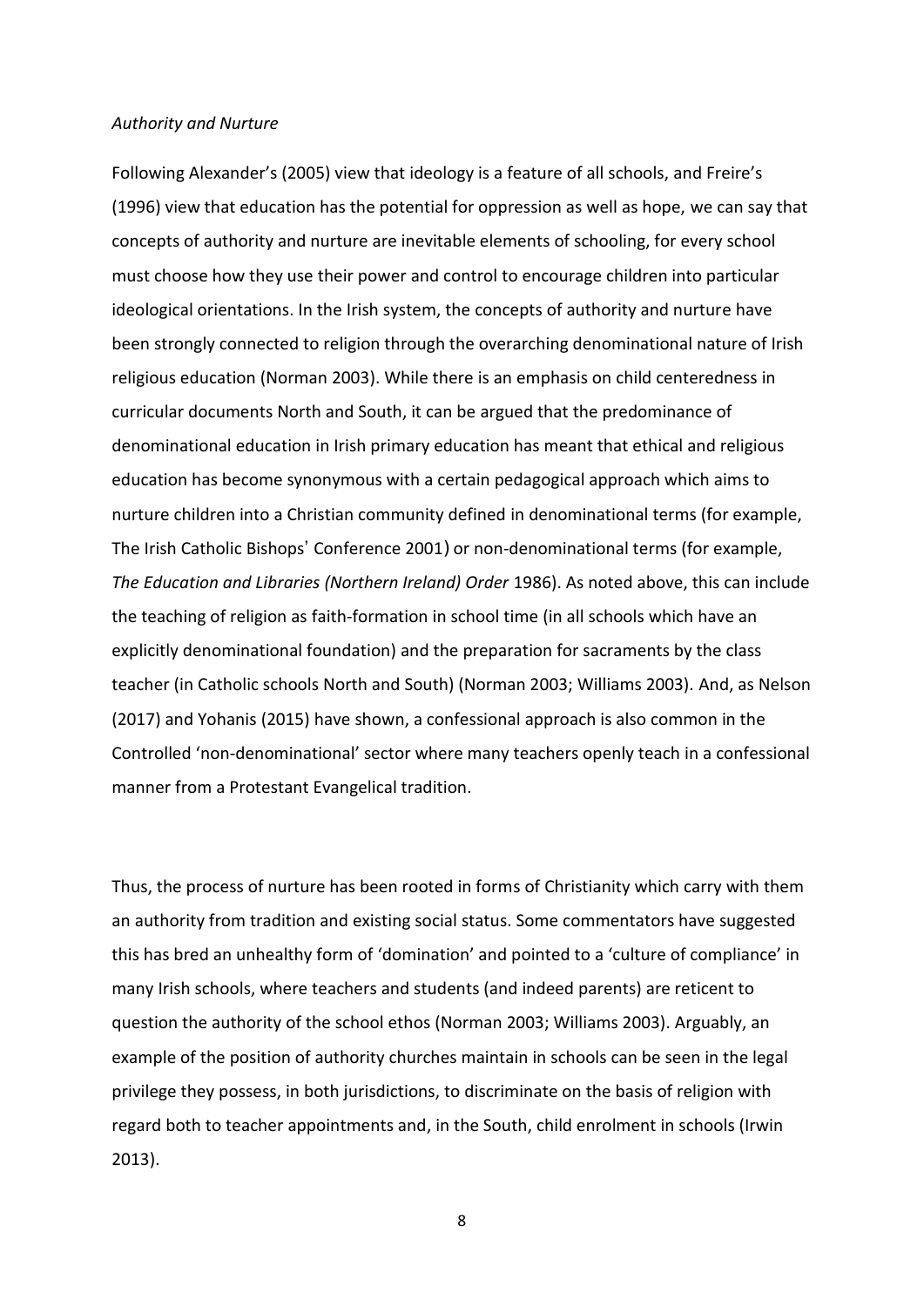*Authority and Nurture*

Following Alexander's (2005) view that ideology is a feature of all schools, and Freire's (1996) view that education has the potential for oppression as well as hope, we can say that concepts of authority and nurture are inevitable elements of schooling, for every school must choose how they use their power and control to encourage children into particular ideological orientations. In the Irish system, the concepts of authority and nurture have been strongly connected to religion through the overarching denominational nature of Irish religious education (Norman 2003). While there is an emphasis on child centeredness in curricular documents North and South, it can be argued that the predominance of denominational education in Irish primary education has meant that ethical and religious education has become synonymous with a certain pedagogical approach which aims to nurture children into a Christian community defined in denominational terms (for example, The Irish Catholic Bishops' Conference 2001) or non-denominational terms (for example, *The Education and Libraries (Northern Ireland) Order* 1986). As noted above, this can include the teaching of religion as faith-formation in school time (in all schools which have an explicitly denominational foundation) and the preparation for sacraments by the class teacher (in Catholic schools North and South) (Norman 2003; Williams 2003). And, as Nelson (2017) and Yohanis (2015) have shown, a confessional approach is also common in the Controlled 'non-denominational' sector where many teachers openly teach in a confessional manner from a Protestant Evangelical tradition.

Thus, the process of nurture has been rooted in forms of Christianity which carry with them an authority from tradition and existing social status. Some commentators have suggested this has bred an unhealthy form of 'domination' and pointed to a 'culture of compliance' in many Irish schools, where teachers and students (and indeed parents) are reticent to question the authority of the school ethos (Norman 2003; Williams 2003). Arguably, an example of the position of authority churches maintain in schools can be seen in the legal privilege they possess, in both jurisdictions, to discriminate on the basis of religion with regard both to teacher appointments and, in the South, child enrolment in schools (Irwin 2013).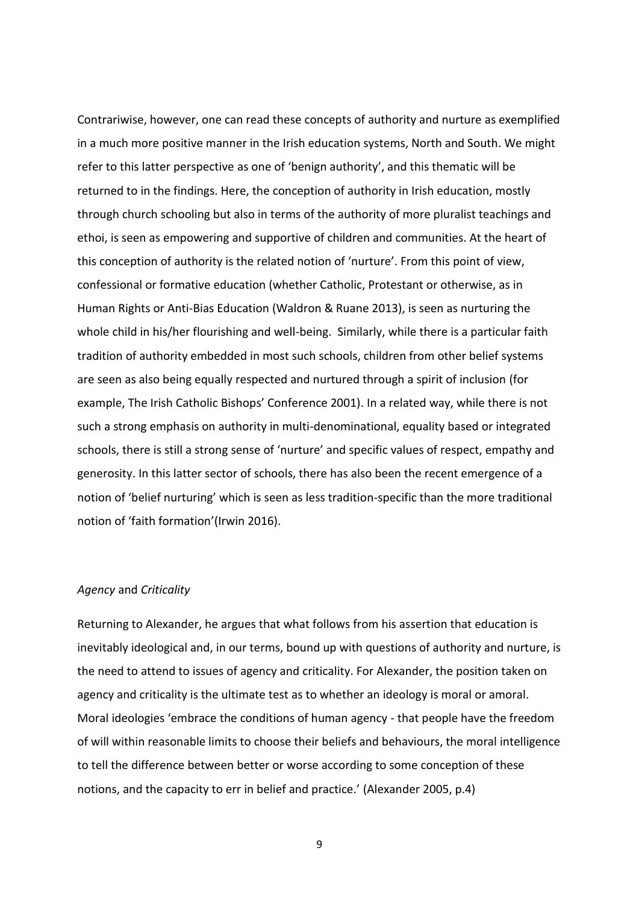Contrariwise, however, one can read these concepts of authority and nurture as exemplified in a much more positive manner in the Irish education systems, North and South. We might refer to this latter perspective as one of 'benign authority', and this thematic will be returned to in the findings. Here, the conception of authority in Irish education, mostly through church schooling but also in terms of the authority of more pluralist teachings and ethoi, is seen as empowering and supportive of children and communities. At the heart of this conception of authority is the related notion of 'nurture'. From this point of view, confessional or formative education (whether Catholic, Protestant or otherwise, as in Human Rights or Anti-Bias Education (Waldron & Ruane 2013), is seen as nurturing the whole child in his/her flourishing and well-being. Similarly, while there is a particular faith tradition of authority embedded in most such schools, children from other belief systems are seen as also being equally respected and nurtured through a spirit of inclusion (for example, The Irish Catholic Bishops' Conference 2001). In a related way, while there is not such a strong emphasis on authority in multi-denominational, equality based or integrated schools, there is still a strong sense of 'nurture' and specific values of respect, empathy and generosity. In this latter sector of schools, there has also been the recent emergence of a notion of 'belief nurturing' which is seen as less tradition-specific than the more traditional notion of 'faith formation'(Irwin 2016).

*Agency* and *Criticality*

Returning to Alexander, he argues that what follows from his assertion that education is inevitably ideological and, in our terms, bound up with questions of authority and nurture, is the need to attend to issues of agency and criticality. For Alexander, the position taken on agency and criticality is the ultimate test as to whether an ideology is moral or amoral. Moral ideologies 'embrace the conditions of human agency - that people have the freedom of will within reasonable limits to choose their beliefs and behaviours, the moral intelligence to tell the difference between better or worse according to some conception of these notions, and the capacity to err in belief and practice.' (Alexander 2005, p.4)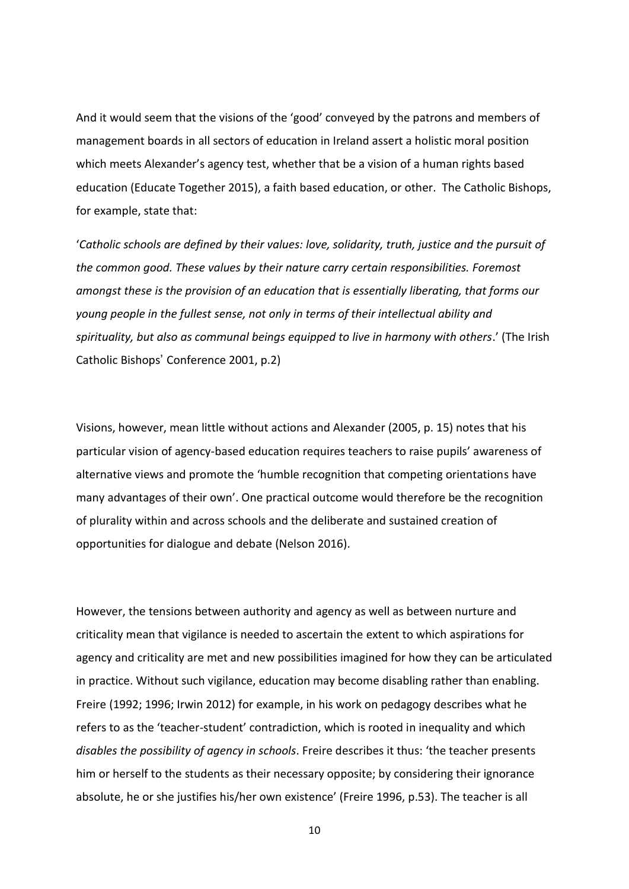And it would seem that the visions of the 'good' conveyed by the patrons and members of management boards in all sectors of education in Ireland assert a holistic moral position which meets Alexander's agency test, whether that be a vision of a human rights based education (Educate Together 2015), a faith based education, or other. The Catholic Bishops, for example, state that:

'*Catholic schools are defined by their values: love, solidarity, truth, justice and the pursuit of the common good. These values by their nature carry certain responsibilities. Foremost amongst these is the provision of an education that is essentially liberating, that forms our young people in the fullest sense, not only in terms of their intellectual ability and spirituality, but also as communal beings equipped to live in harmony with others*.' (The Irish Catholic Bishops' Conference 2001, p.2)

Visions, however, mean little without actions and Alexander (2005, p. 15) notes that his particular vision of agency-based education requires teachers to raise pupils' awareness of alternative views and promote the 'humble recognition that competing orientations have many advantages of their own'. One practical outcome would therefore be the recognition of plurality within and across schools and the deliberate and sustained creation of opportunities for dialogue and debate (Nelson 2016).

However, the tensions between authority and agency as well as between nurture and criticality mean that vigilance is needed to ascertain the extent to which aspirations for agency and criticality are met and new possibilities imagined for how they can be articulated in practice. Without such vigilance, education may become disabling rather than enabling. Freire (1992; 1996; Irwin 2012) for example, in his work on pedagogy describes what he refers to as the 'teacher-student' contradiction, which is rooted in inequality and which *disables the possibility of agency in schools*. Freire describes it thus: 'the teacher presents him or herself to the students as their necessary opposite; by considering their ignorance absolute, he or she justifies his/her own existence' (Freire 1996, p.53). The teacher is all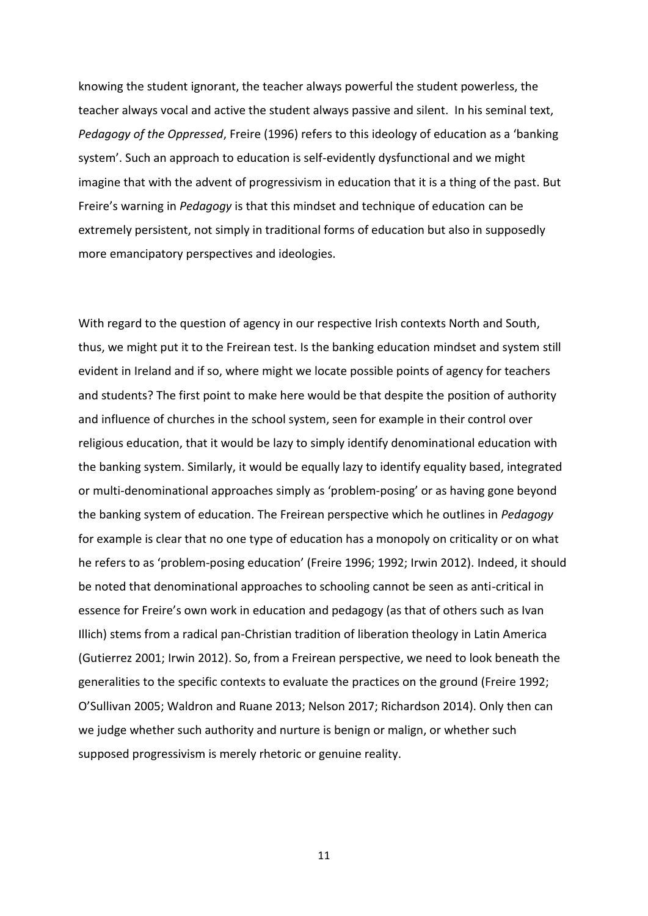knowing the student ignorant, the teacher always powerful the student powerless, the teacher always vocal and active the student always passive and silent. In his seminal text, *Pedagogy of the Oppressed*, Freire (1996) refers to this ideology of education as a 'banking system'. Such an approach to education is self-evidently dysfunctional and we might imagine that with the advent of progressivism in education that it is a thing of the past. But Freire's warning in *Pedagogy* is that this mindset and technique of education can be extremely persistent, not simply in traditional forms of education but also in supposedly more emancipatory perspectives and ideologies.

With regard to the question of agency in our respective Irish contexts North and South, thus, we might put it to the Freirean test. Is the banking education mindset and system still evident in Ireland and if so, where might we locate possible points of agency for teachers and students? The first point to make here would be that despite the position of authority and influence of churches in the school system, seen for example in their control over religious education, that it would be lazy to simply identify denominational education with the banking system. Similarly, it would be equally lazy to identify equality based, integrated or multi-denominational approaches simply as 'problem-posing' or as having gone beyond the banking system of education. The Freirean perspective which he outlines in *Pedagogy* for example is clear that no one type of education has a monopoly on criticality or on what he refers to as 'problem-posing education' (Freire 1996; 1992; Irwin 2012). Indeed, it should be noted that denominational approaches to schooling cannot be seen as anti-critical in essence for Freire's own work in education and pedagogy (as that of others such as Ivan Illich) stems from a radical pan-Christian tradition of liberation theology in Latin America (Gutierrez 2001; Irwin 2012). So, from a Freirean perspective, we need to look beneath the generalities to the specific contexts to evaluate the practices on the ground (Freire 1992; O'Sullivan 2005; Waldron and Ruane 2013; Nelson 2017; Richardson 2014). Only then can we judge whether such authority and nurture is benign or malign, or whether such supposed progressivism is merely rhetoric or genuine reality.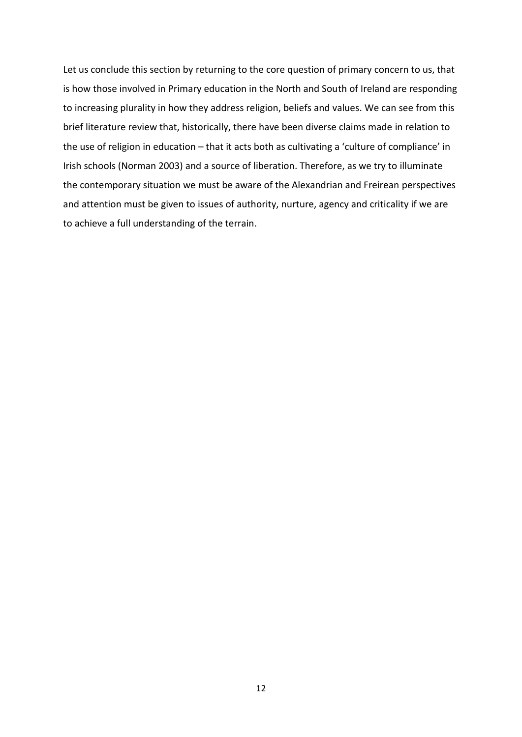Let us conclude this section by returning to the core question of primary concern to us, that is how those involved in Primary education in the North and South of Ireland are responding to increasing plurality in how they address religion, beliefs and values. We can see from this brief literature review that, historically, there have been diverse claims made in relation to the use of religion in education – that it acts both as cultivating a 'culture of compliance' in Irish schools (Norman 2003) and a source of liberation. Therefore, as we try to illuminate the contemporary situation we must be aware of the Alexandrian and Freirean perspectives and attention must be given to issues of authority, nurture, agency and criticality if we are to achieve a full understanding of the terrain.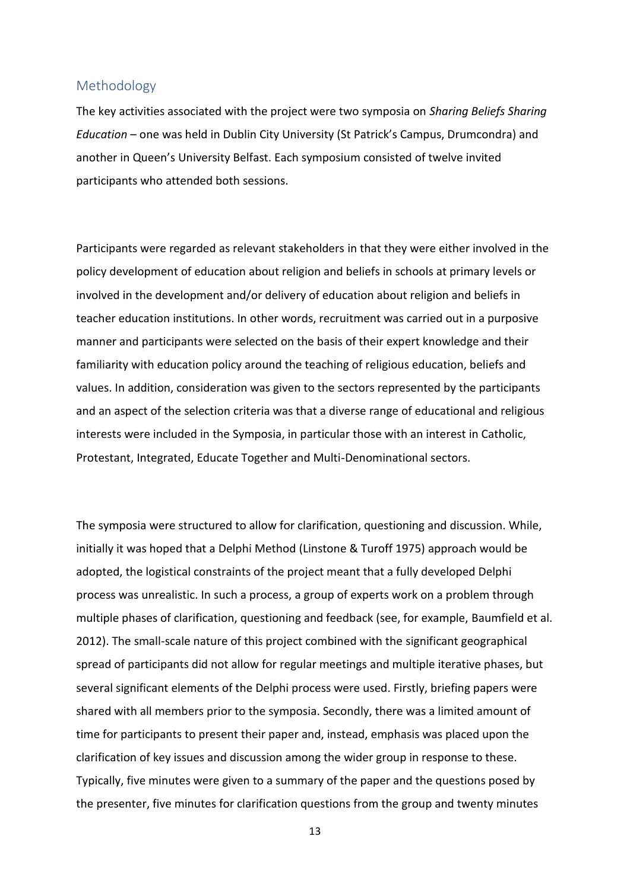## Methodology

The key activities associated with the project were two symposia on *Sharing Beliefs Sharing Education* – one was held in Dublin City University (St Patrick's Campus, Drumcondra) and another in Queen's University Belfast. Each symposium consisted of twelve invited participants who attended both sessions.

Participants were regarded as relevant stakeholders in that they were either involved in the policy development of education about religion and beliefs in schools at primary levels or involved in the development and/or delivery of education about religion and beliefs in teacher education institutions. In other words, recruitment was carried out in a purposive manner and participants were selected on the basis of their expert knowledge and their familiarity with education policy around the teaching of religious education, beliefs and values. In addition, consideration was given to the sectors represented by the participants and an aspect of the selection criteria was that a diverse range of educational and religious interests were included in the Symposia, in particular those with an interest in Catholic, Protestant, Integrated, Educate Together and Multi-Denominational sectors.

The symposia were structured to allow for clarification, questioning and discussion. While, initially it was hoped that a Delphi Method (Linstone & Turoff 1975) approach would be adopted, the logistical constraints of the project meant that a fully developed Delphi process was unrealistic. In such a process, a group of experts work on a problem through multiple phases of clarification, questioning and feedback (see, for example, Baumfield et al. 2012). The small-scale nature of this project combined with the significant geographical spread of participants did not allow for regular meetings and multiple iterative phases, but several significant elements of the Delphi process were used. Firstly, briefing papers were shared with all members prior to the symposia. Secondly, there was a limited amount of time for participants to present their paper and, instead, emphasis was placed upon the clarification of key issues and discussion among the wider group in response to these. Typically, five minutes were given to a summary of the paper and the questions posed by the presenter, five minutes for clarification questions from the group and twenty minutes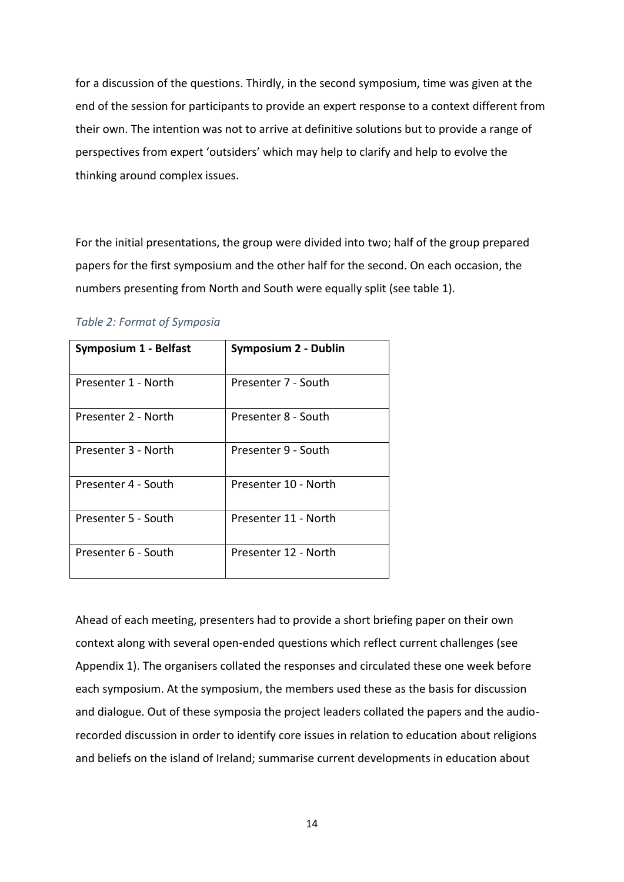for a discussion of the questions. Thirdly, in the second symposium, time was given at the end of the session for participants to provide an expert response to a context different from their own. The intention was not to arrive at definitive solutions but to provide a range of perspectives from expert 'outsiders' which may help to clarify and help to evolve the thinking around complex issues.

For the initial presentations, the group were divided into two; half of the group prepared papers for the first symposium and the other half for the second. On each occasion, the numbers presenting from North and South were equally split (see table 1).

*Table 2: Format of Symposia*

| Symposium 1 - Belfast | Symposium 2 - Dublin |
|---|---|
| Presenter 1 - North | Presenter 7 - South |
| Presenter 2 - North | Presenter 8 - South |
| Presenter 3 - North | Presenter 9 - South |
| Presenter 4 - South | Presenter 10 - North |
| Presenter 5 - South | Presenter 11 - North |
| Presenter 6 - South | Presenter 12 - North |

Ahead of each meeting, presenters had to provide a short briefing paper on their own context along with several open-ended questions which reflect current challenges (see Appendix 1). The organisers collated the responses and circulated these one week before each symposium. At the symposium, the members used these as the basis for discussion and dialogue. Out of these symposia the project leaders collated the papers and the audio-recorded discussion in order to identify core issues in relation to education about religions and beliefs on the island of Ireland; summarise current developments in education about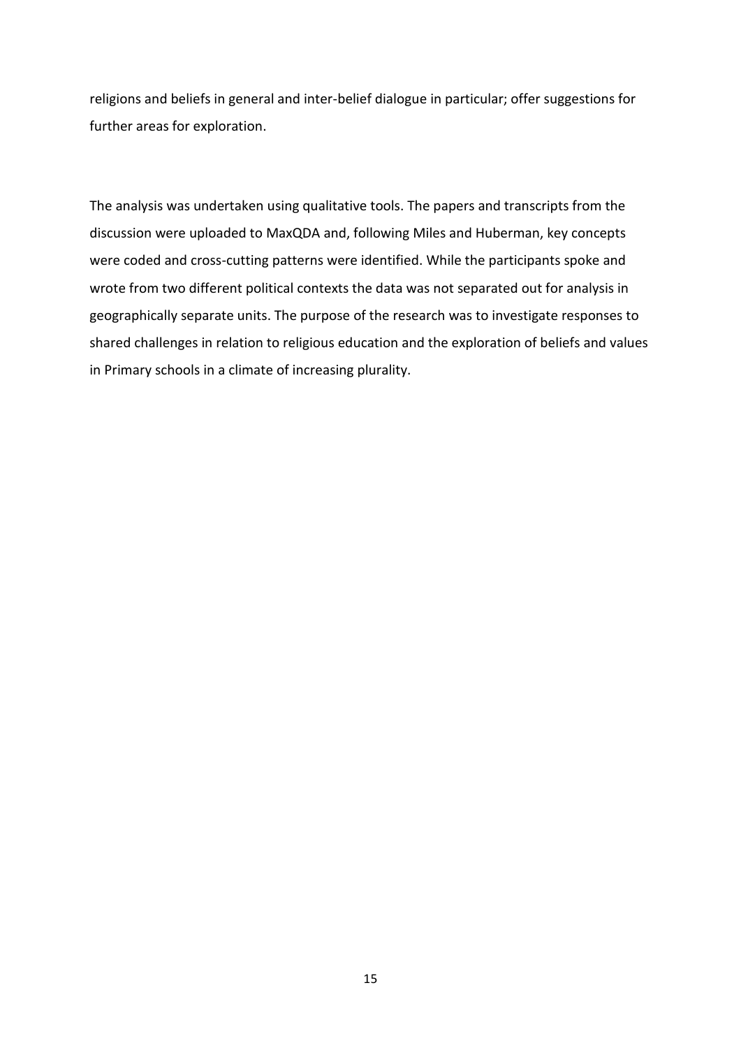religions and beliefs in general and inter-belief dialogue in particular; offer suggestions for further areas for exploration.

The analysis was undertaken using qualitative tools. The papers and transcripts from the discussion were uploaded to MaxQDA and, following Miles and Huberman, key concepts were coded and cross-cutting patterns were identified. While the participants spoke and wrote from two different political contexts the data was not separated out for analysis in geographically separate units. The purpose of the research was to investigate responses to shared challenges in relation to religious education and the exploration of beliefs and values in Primary schools in a climate of increasing plurality.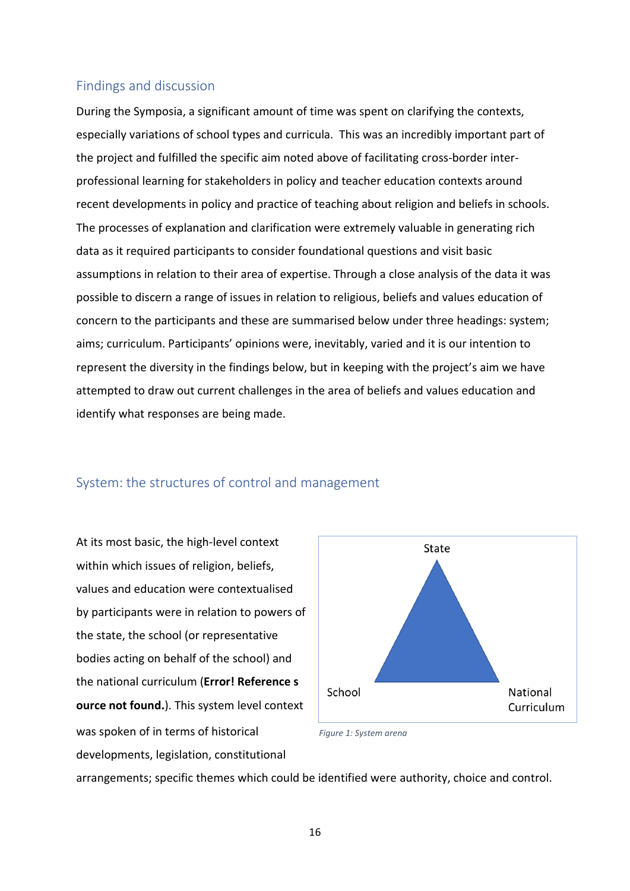## Findings and discussion

During the Symposia, a significant amount of time was spent on clarifying the contexts, especially variations of school types and curricula. This was an incredibly important part of the project and fulfilled the specific aim noted above of facilitating cross-border inter-professional learning for stakeholders in policy and teacher education contexts around recent developments in policy and practice of teaching about religion and beliefs in schools. The processes of explanation and clarification were extremely valuable in generating rich data as it required participants to consider foundational questions and visit basic assumptions in relation to their area of expertise. Through a close analysis of the data it was possible to discern a range of issues in relation to religious, beliefs and values education of concern to the participants and these are summarised below under three headings: system; aims; curriculum. Participants' opinions were, inevitably, varied and it is our intention to represent the diversity in the findings below, but in keeping with the project's aim we have attempted to draw out current challenges in the area of beliefs and values education and identify what responses are being made.

## System: the structures of control and management

At its most basic, the high-level context within which issues of religion, beliefs, values and education were contextualised by participants were in relation to powers of the state, the school (or representative bodies acting on behalf of the school) and the national curriculum (**Error! Reference source not found.**). This system level context was spoken of in terms of historical developments, legislation, constitutional arrangements; specific themes which could be identified were authority, choice and control.

State

School

National Curriculum

*Figure 1: System arena*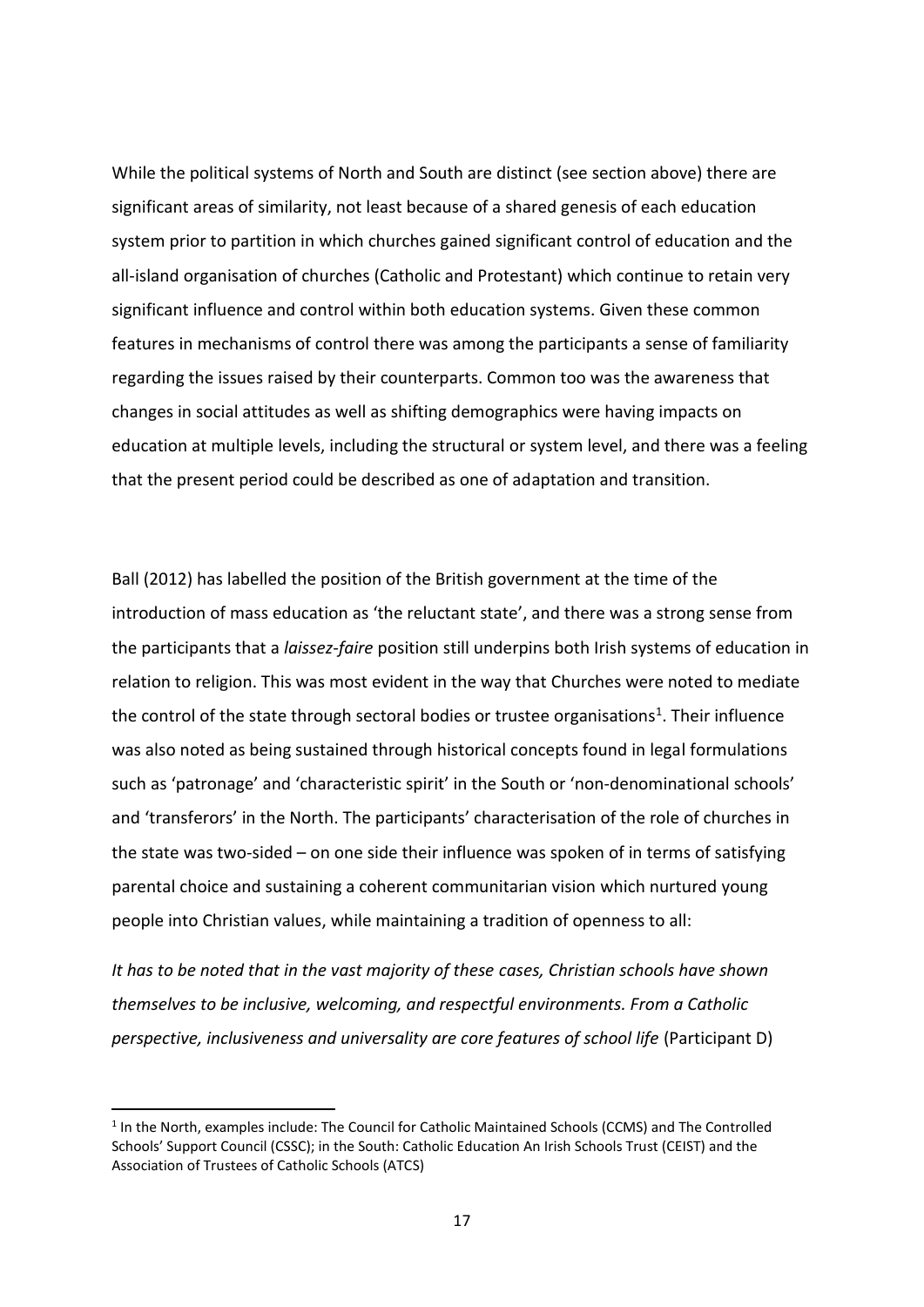While the political systems of North and South are distinct (see section above) there are significant areas of similarity, not least because of a shared genesis of each education system prior to partition in which churches gained significant control of education and the all-island organisation of churches (Catholic and Protestant) which continue to retain very significant influence and control within both education systems. Given these common features in mechanisms of control there was among the participants a sense of familiarity regarding the issues raised by their counterparts. Common too was the awareness that changes in social attitudes as well as shifting demographics were having impacts on education at multiple levels, including the structural or system level, and there was a feeling that the present period could be described as one of adaptation and transition.

Ball (2012) has labelled the position of the British government at the time of the introduction of mass education as 'the reluctant state', and there was a strong sense from the participants that a *laissez-faire* position still underpins both Irish systems of education in relation to religion. This was most evident in the way that Churches were noted to mediate the control of the state through sectoral bodies or trustee organisations[1]. Their influence was also noted as being sustained through historical concepts found in legal formulations such as 'patronage' and 'characteristic spirit' in the South or 'non-denominational schools' and 'transferors' in the North. The participants' characterisation of the role of churches in the state was two-sided – on one side their influence was spoken of in terms of satisfying parental choice and sustaining a coherent communitarian vision which nurtured young people into Christian values, while maintaining a tradition of openness to all:

*It has to be noted that in the vast majority of these cases, Christian schools have shown themselves to be inclusive, welcoming, and respectful environments. From a Catholic perspective, inclusiveness and universality are core features of school life* (Participant D)

[1] In the North, examples include: The Council for Catholic Maintained Schools (CCMS) and The Controlled Schools' Support Council (CSSC); in the South: Catholic Education An Irish Schools Trust (CEIST) and the Association of Trustees of Catholic Schools (ATCS)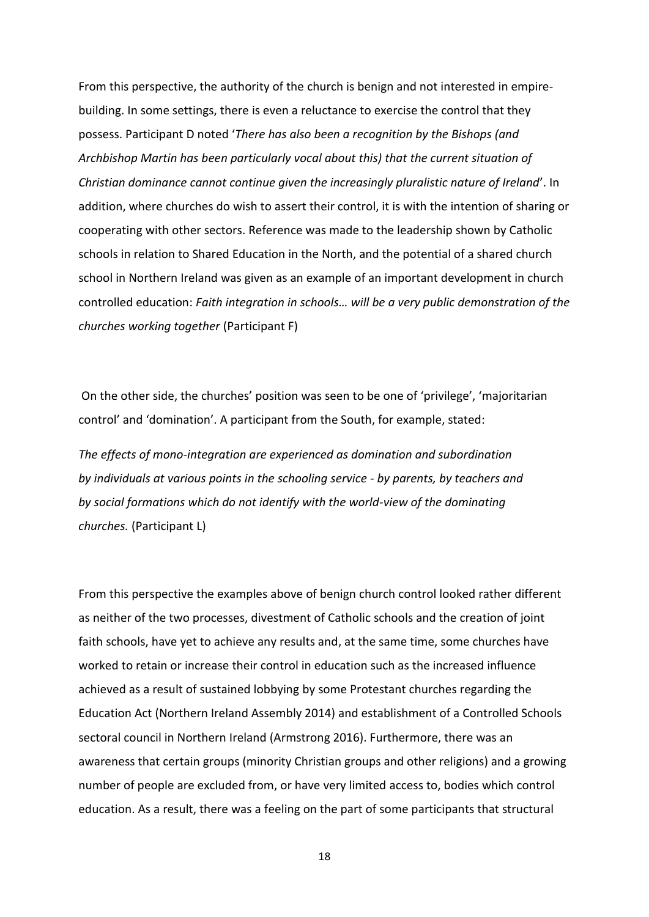From this perspective, the authority of the church is benign and not interested in empire-building. In some settings, there is even a reluctance to exercise the control that they possess. Participant D noted '*There has also been a recognition by the Bishops (and Archbishop Martin has been particularly vocal about this) that the current situation of Christian dominance cannot continue given the increasingly pluralistic nature of Ireland*'. In addition, where churches do wish to assert their control, it is with the intention of sharing or cooperating with other sectors. Reference was made to the leadership shown by Catholic schools in relation to Shared Education in the North, and the potential of a shared church school in Northern Ireland was given as an example of an important development in church controlled education: *Faith integration in schools… will be a very public demonstration of the churches working together* (Participant F)

On the other side, the churches' position was seen to be one of 'privilege', 'majoritarian control' and 'domination'. A participant from the South, for example, stated:

*The effects of mono-integration are experienced as domination and subordination by individuals at various points in the schooling service - by parents, by teachers and by social formations which do not identify with the world-view of the dominating churches.* (Participant L)

From this perspective the examples above of benign church control looked rather different as neither of the two processes, divestment of Catholic schools and the creation of joint faith schools, have yet to achieve any results and, at the same time, some churches have worked to retain or increase their control in education such as the increased influence achieved as a result of sustained lobbying by some Protestant churches regarding the Education Act (Northern Ireland Assembly 2014) and establishment of a Controlled Schools sectoral council in Northern Ireland (Armstrong 2016). Furthermore, there was an awareness that certain groups (minority Christian groups and other religions) and a growing number of people are excluded from, or have very limited access to, bodies which control education. As a result, there was a feeling on the part of some participants that structural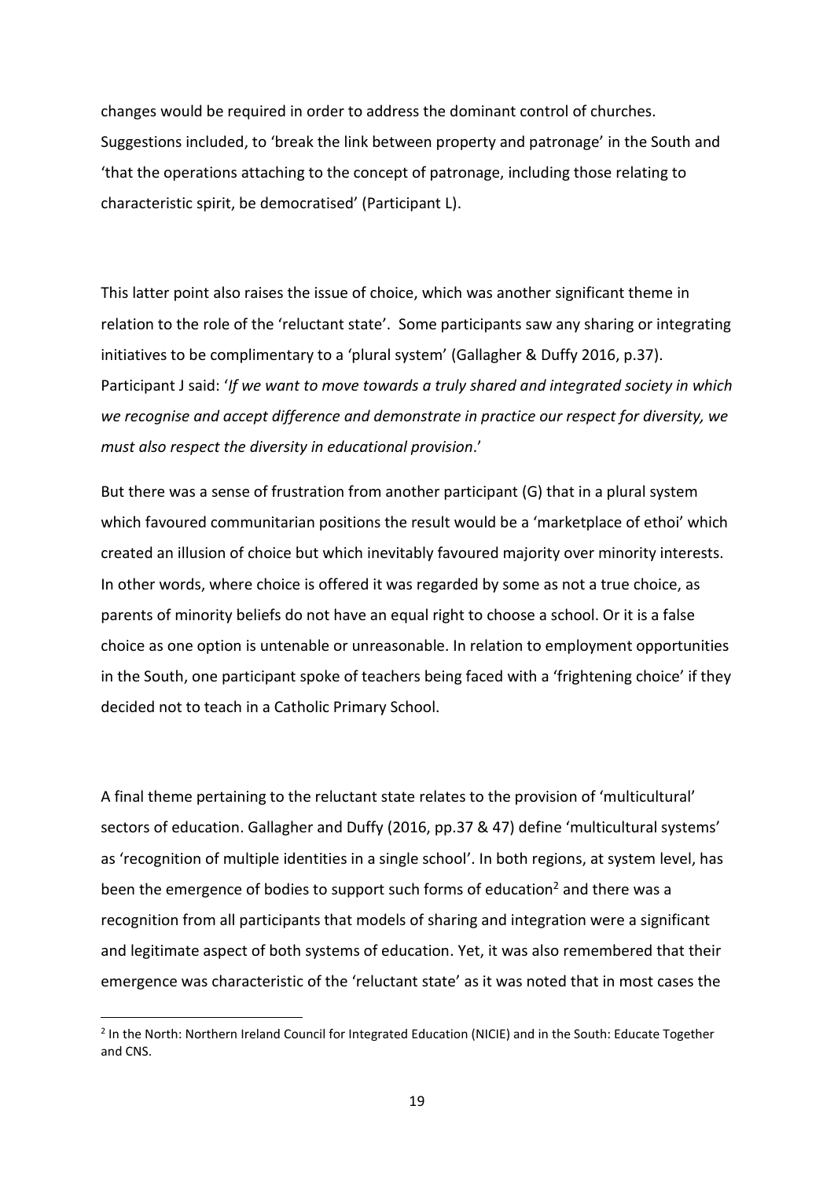changes would be required in order to address the dominant control of churches. Suggestions included, to 'break the link between property and patronage' in the South and 'that the operations attaching to the concept of patronage, including those relating to characteristic spirit, be democratised' (Participant L).

This latter point also raises the issue of choice, which was another significant theme in relation to the role of the 'reluctant state'. Some participants saw any sharing or integrating initiatives to be complimentary to a 'plural system' (Gallagher & Duffy 2016, p.37). Participant J said: '*If we want to move towards a truly shared and integrated society in which we recognise and accept difference and demonstrate in practice our respect for diversity, we must also respect the diversity in educational provision*.'

But there was a sense of frustration from another participant (G) that in a plural system which favoured communitarian positions the result would be a 'marketplace of ethoi' which created an illusion of choice but which inevitably favoured majority over minority interests. In other words, where choice is offered it was regarded by some as not a true choice, as parents of minority beliefs do not have an equal right to choose a school. Or it is a false choice as one option is untenable or unreasonable. In relation to employment opportunities in the South, one participant spoke of teachers being faced with a 'frightening choice' if they decided not to teach in a Catholic Primary School.

A final theme pertaining to the reluctant state relates to the provision of 'multicultural' sectors of education. Gallagher and Duffy (2016, pp.37 & 47) define 'multicultural systems' as 'recognition of multiple identities in a single school'. In both regions, at system level, has been the emergence of bodies to support such forms of education[2] and there was a recognition from all participants that models of sharing and integration were a significant and legitimate aspect of both systems of education. Yet, it was also remembered that their emergence was characteristic of the 'reluctant state' as it was noted that in most cases the

[2] In the North: Northern Ireland Council for Integrated Education (NICIE) and in the South: Educate Together and CNS.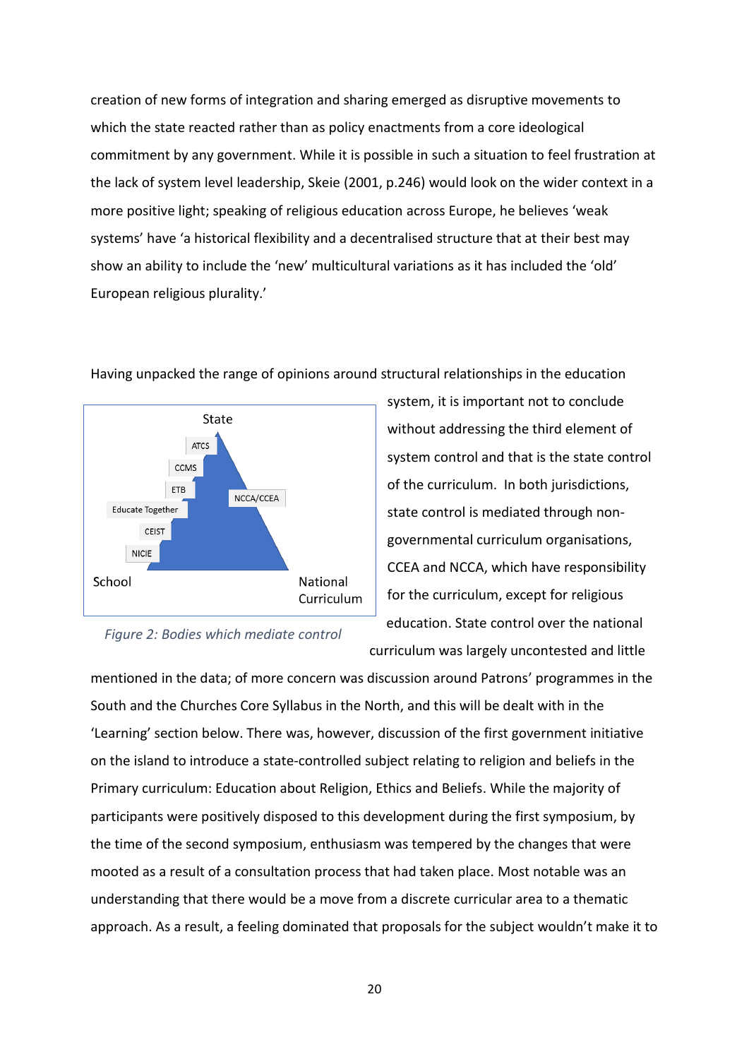creation of new forms of integration and sharing emerged as disruptive movements to which the state reacted rather than as policy enactments from a core ideological commitment by any government. While it is possible in such a situation to feel frustration at the lack of system level leadership, Skeie (2001, p.246) would look on the wider context in a more positive light; speaking of religious education across Europe, he believes 'weak systems' have 'a historical flexibility and a decentralised structure that at their best may show an ability to include the 'new' multicultural variations as it has included the 'old' European religious plurality.'

Having unpacked the range of opinions around structural relationships in the education system, it is important not to conclude without addressing the third element of system control and that is the state control of the curriculum. In both jurisdictions, state control is mediated through non-governmental curriculum organisations, CCEA and NCCA, which have responsibility for the curriculum, except for religious education. State control over the national curriculum was largely uncontested and little mentioned in the data; of more concern was discussion around Patrons' programmes in the South and the Churches Core Syllabus in the North, and this will be dealt with in the 'Learning' section below. There was, however, discussion of the first government initiative on the island to introduce a state-controlled subject relating to religion and beliefs in the Primary curriculum: Education about Religion, Ethics and Beliefs. While the majority of participants were positively disposed to this development during the first symposium, by the time of the second symposium, enthusiasm was tempered by the changes that were mooted as a result of a consultation process that had taken place. Most notable was an understanding that there would be a move from a discrete curricular area to a thematic approach. As a result, a feeling dominated that proposals for the subject wouldn't make it to

State

ATCS

CCMS

ETB

Educate Together

CEIST

NICIE

NCCA/CCEA

School

National Curriculum

*Figure 2: Bodies which mediate control*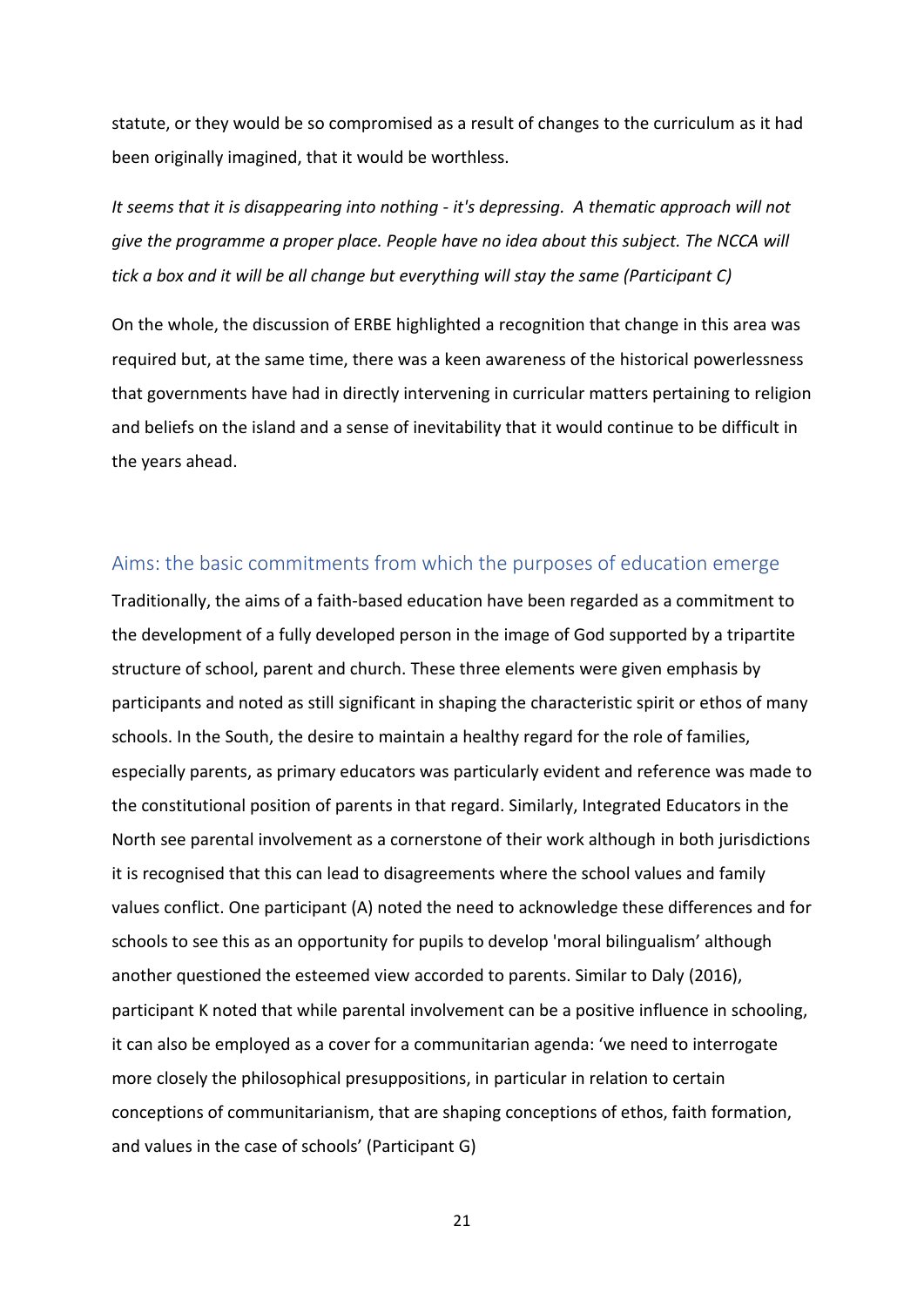statute, or they would be so compromised as a result of changes to the curriculum as it had been originally imagined, that it would be worthless.

*It seems that it is disappearing into nothing - it's depressing. A thematic approach will not give the programme a proper place. People have no idea about this subject. The NCCA will tick a box and it will be all change but everything will stay the same (Participant C)*

On the whole, the discussion of ERBE highlighted a recognition that change in this area was required but, at the same time, there was a keen awareness of the historical powerlessness that governments have had in directly intervening in curricular matters pertaining to religion and beliefs on the island and a sense of inevitability that it would continue to be difficult in the years ahead.

## Aims: the basic commitments from which the purposes of education emerge

Traditionally, the aims of a faith-based education have been regarded as a commitment to the development of a fully developed person in the image of God supported by a tripartite structure of school, parent and church. These three elements were given emphasis by participants and noted as still significant in shaping the characteristic spirit or ethos of many schools. In the South, the desire to maintain a healthy regard for the role of families, especially parents, as primary educators was particularly evident and reference was made to the constitutional position of parents in that regard. Similarly, Integrated Educators in the North see parental involvement as a cornerstone of their work although in both jurisdictions it is recognised that this can lead to disagreements where the school values and family values conflict. One participant (A) noted the need to acknowledge these differences and for schools to see this as an opportunity for pupils to develop 'moral bilingualism' although another questioned the esteemed view accorded to parents. Similar to Daly (2016), participant K noted that while parental involvement can be a positive influence in schooling, it can also be employed as a cover for a communitarian agenda: 'we need to interrogate more closely the philosophical presuppositions, in particular in relation to certain conceptions of communitarianism, that are shaping conceptions of ethos, faith formation, and values in the case of schools' (Participant G)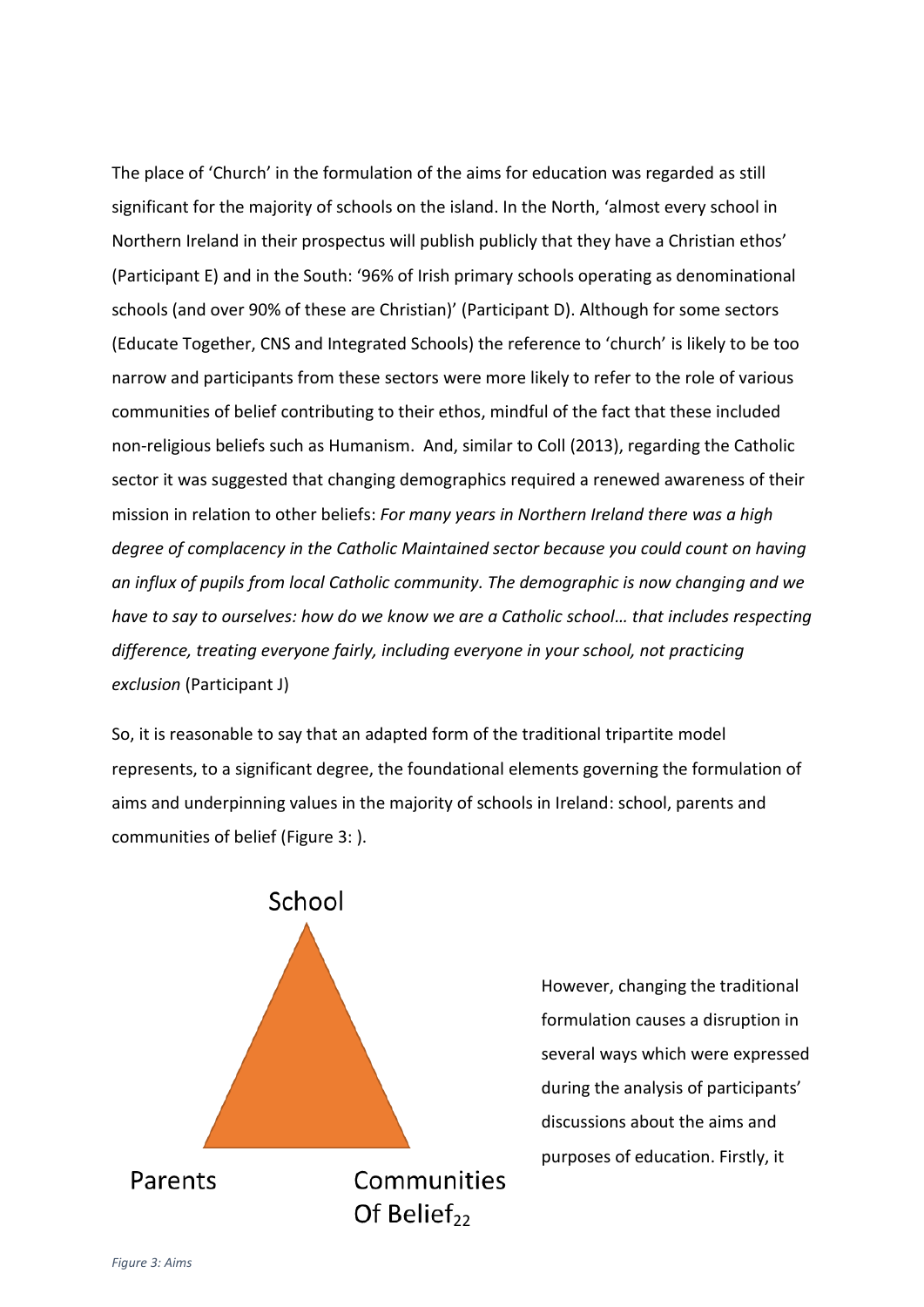The place of 'Church' in the formulation of the aims for education was regarded as still significant for the majority of schools on the island. In the North, 'almost every school in Northern Ireland in their prospectus will publish publicly that they have a Christian ethos' (Participant E) and in the South: '96% of Irish primary schools operating as denominational schools (and over 90% of these are Christian)' (Participant D). Although for some sectors (Educate Together, CNS and Integrated Schools) the reference to 'church' is likely to be too narrow and participants from these sectors were more likely to refer to the role of various communities of belief contributing to their ethos, mindful of the fact that these included non-religious beliefs such as Humanism. And, similar to Coll (2013), regarding the Catholic sector it was suggested that changing demographics required a renewed awareness of their mission in relation to other beliefs: *For many years in Northern Ireland there was a high degree of complacency in the Catholic Maintained sector because you could count on having an influx of pupils from local Catholic community. The demographic is now changing and we have to say to ourselves: how do we know we are a Catholic school… that includes respecting difference, treating everyone fairly, including everyone in your school, not practicing exclusion* (Participant J)

So, it is reasonable to say that an adapted form of the traditional tripartite model represents, to a significant degree, the foundational elements governing the formulation of aims and underpinning values in the majority of schools in Ireland: school, parents and communities of belief (Figure 3: ).

School

Parents

Communities Of Belief[22]

*Figure 3: Aims*

However, changing the traditional formulation causes a disruption in several ways which were expressed during the analysis of participants' discussions about the aims and purposes of education. Firstly, it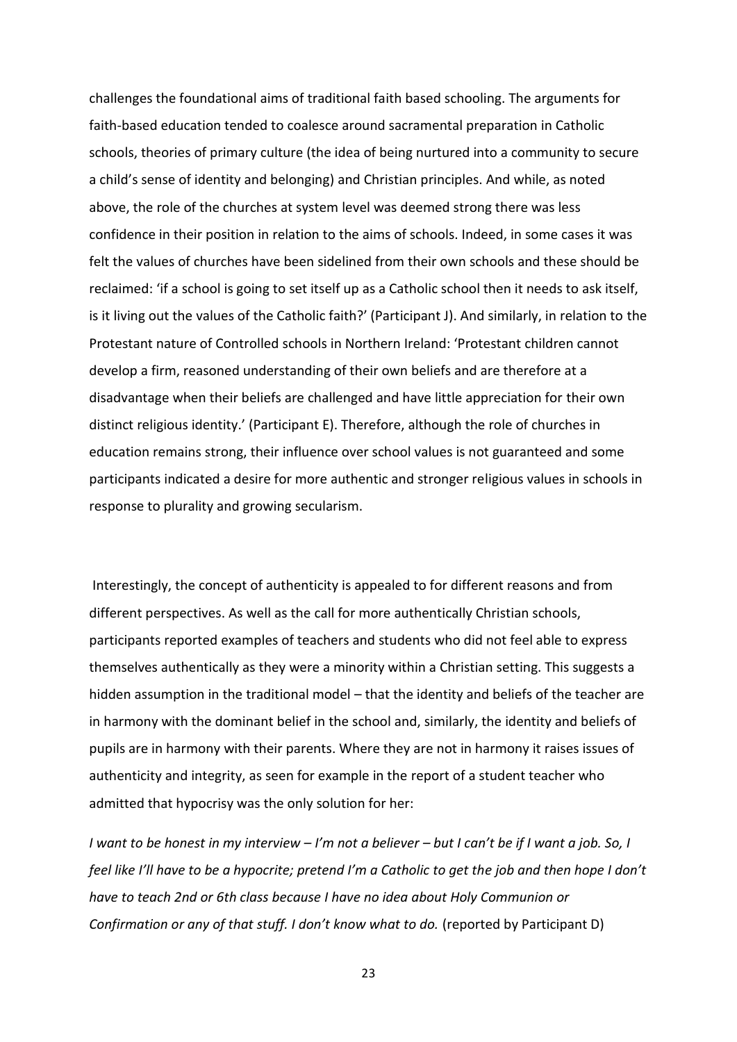challenges the foundational aims of traditional faith based schooling. The arguments for faith-based education tended to coalesce around sacramental preparation in Catholic schools, theories of primary culture (the idea of being nurtured into a community to secure a child's sense of identity and belonging) and Christian principles. And while, as noted above, the role of the churches at system level was deemed strong there was less confidence in their position in relation to the aims of schools. Indeed, in some cases it was felt the values of churches have been sidelined from their own schools and these should be reclaimed: 'if a school is going to set itself up as a Catholic school then it needs to ask itself, is it living out the values of the Catholic faith?' (Participant J). And similarly, in relation to the Protestant nature of Controlled schools in Northern Ireland: 'Protestant children cannot develop a firm, reasoned understanding of their own beliefs and are therefore at a disadvantage when their beliefs are challenged and have little appreciation for their own distinct religious identity.' (Participant E). Therefore, although the role of churches in education remains strong, their influence over school values is not guaranteed and some participants indicated a desire for more authentic and stronger religious values in schools in response to plurality and growing secularism.

Interestingly, the concept of authenticity is appealed to for different reasons and from different perspectives. As well as the call for more authentically Christian schools, participants reported examples of teachers and students who did not feel able to express themselves authentically as they were a minority within a Christian setting. This suggests a hidden assumption in the traditional model – that the identity and beliefs of the teacher are in harmony with the dominant belief in the school and, similarly, the identity and beliefs of pupils are in harmony with their parents. Where they are not in harmony it raises issues of authenticity and integrity, as seen for example in the report of a student teacher who admitted that hypocrisy was the only solution for her:

*I want to be honest in my interview – I'm not a believer – but I can't be if I want a job. So, I feel like I'll have to be a hypocrite; pretend I'm a Catholic to get the job and then hope I don't have to teach 2nd or 6th class because I have no idea about Holy Communion or Confirmation or any of that stuff. I don't know what to do.* (reported by Participant D)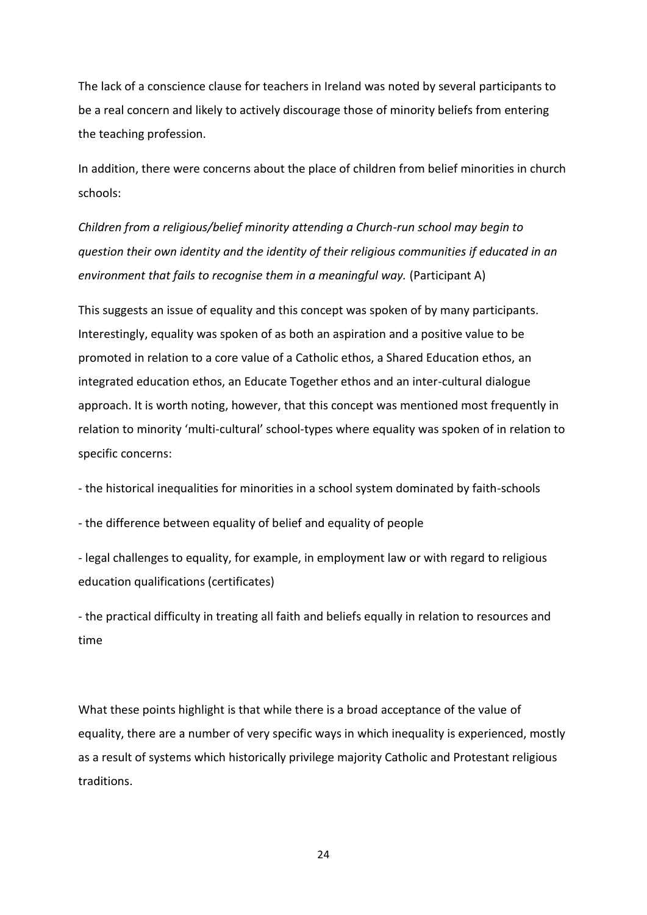The lack of a conscience clause for teachers in Ireland was noted by several participants to be a real concern and likely to actively discourage those of minority beliefs from entering the teaching profession.

In addition, there were concerns about the place of children from belief minorities in church schools:

*Children from a religious/belief minority attending a Church-run school may begin to question their own identity and the identity of their religious communities if educated in an environment that fails to recognise them in a meaningful way.* (Participant A)

This suggests an issue of equality and this concept was spoken of by many participants. Interestingly, equality was spoken of as both an aspiration and a positive value to be promoted in relation to a core value of a Catholic ethos, a Shared Education ethos, an integrated education ethos, an Educate Together ethos and an inter-cultural dialogue approach. It is worth noting, however, that this concept was mentioned most frequently in relation to minority 'multi-cultural' school-types where equality was spoken of in relation to specific concerns:

- the historical inequalities for minorities in a school system dominated by faith-schools
- the difference between equality of belief and equality of people
- legal challenges to equality, for example, in employment law or with regard to religious education qualifications (certificates)
- the practical difficulty in treating all faith and beliefs equally in relation to resources and time

What these points highlight is that while there is a broad acceptance of the value of equality, there are a number of very specific ways in which inequality is experienced, mostly as a result of systems which historically privilege majority Catholic and Protestant religious traditions.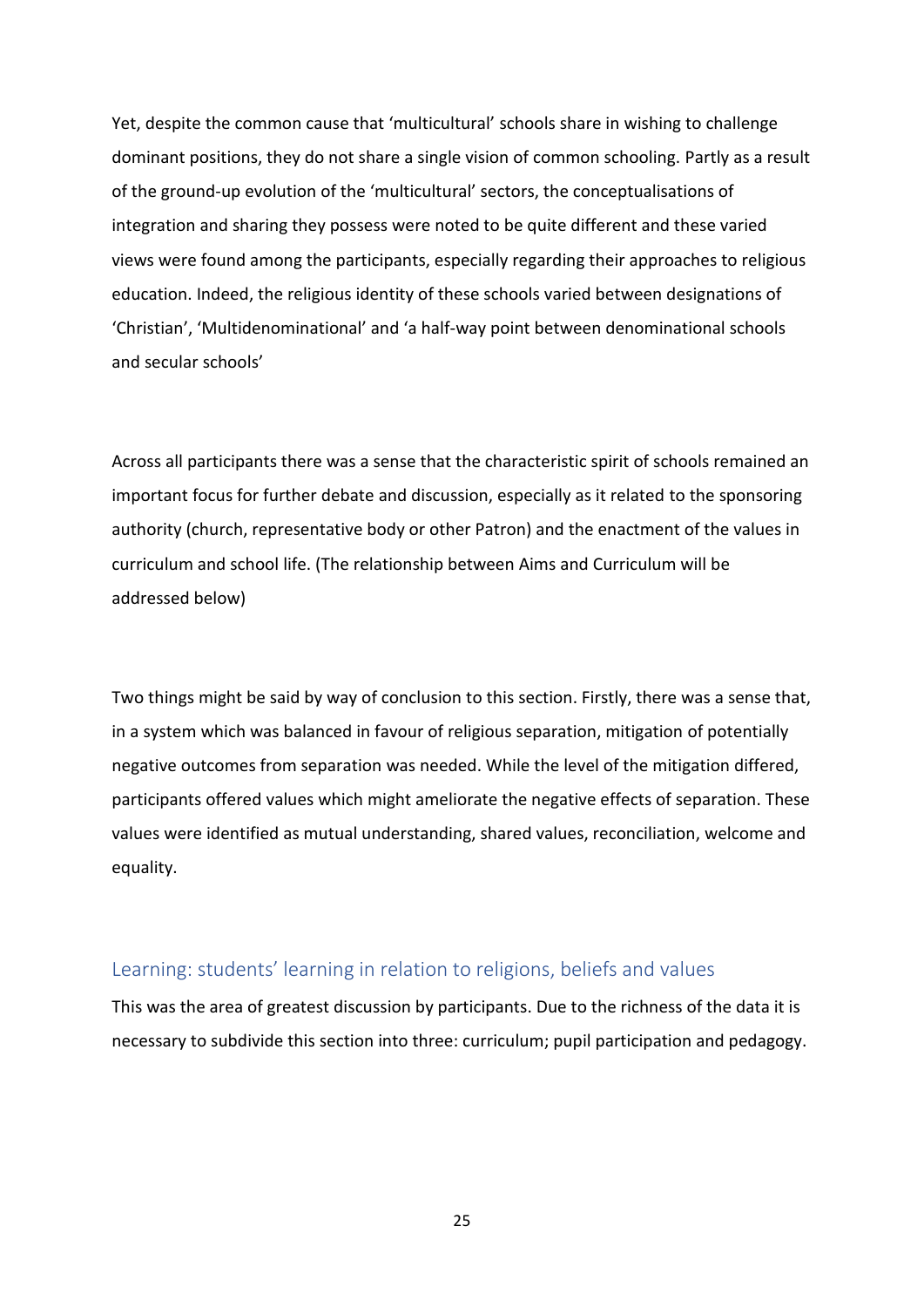Yet, despite the common cause that 'multicultural' schools share in wishing to challenge dominant positions, they do not share a single vision of common schooling. Partly as a result of the ground-up evolution of the 'multicultural' sectors, the conceptualisations of integration and sharing they possess were noted to be quite different and these varied views were found among the participants, especially regarding their approaches to religious education. Indeed, the religious identity of these schools varied between designations of 'Christian', 'Multidenominational' and 'a half-way point between denominational schools and secular schools'

Across all participants there was a sense that the characteristic spirit of schools remained an important focus for further debate and discussion, especially as it related to the sponsoring authority (church, representative body or other Patron) and the enactment of the values in curriculum and school life. (The relationship between Aims and Curriculum will be addressed below)

Two things might be said by way of conclusion to this section. Firstly, there was a sense that, in a system which was balanced in favour of religious separation, mitigation of potentially negative outcomes from separation was needed. While the level of the mitigation differed, participants offered values which might ameliorate the negative effects of separation. These values were identified as mutual understanding, shared values, reconciliation, welcome and equality.

## Learning: students' learning in relation to religions, beliefs and values

This was the area of greatest discussion by participants. Due to the richness of the data it is necessary to subdivide this section into three: curriculum; pupil participation and pedagogy.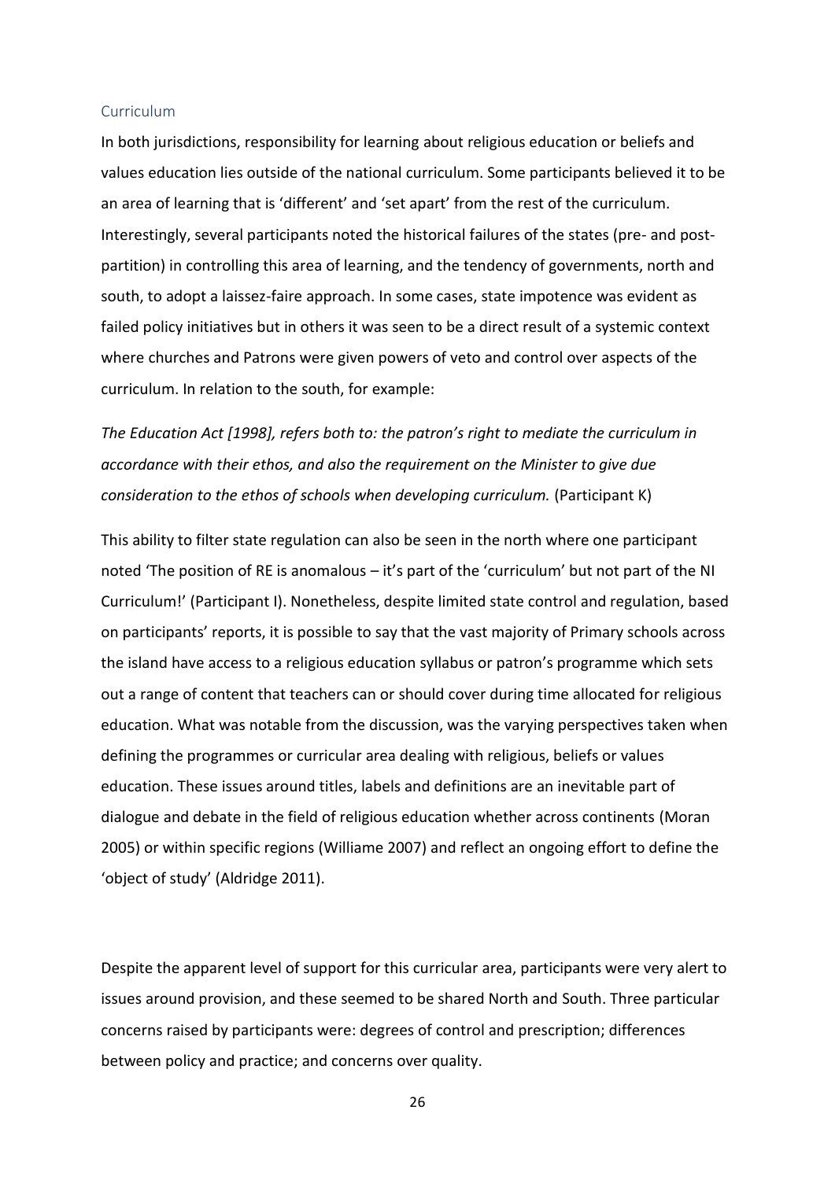### Curriculum

In both jurisdictions, responsibility for learning about religious education or beliefs and values education lies outside of the national curriculum. Some participants believed it to be an area of learning that is 'different' and 'set apart' from the rest of the curriculum. Interestingly, several participants noted the historical failures of the states (pre- and post-partition) in controlling this area of learning, and the tendency of governments, north and south, to adopt a laissez-faire approach. In some cases, state impotence was evident as failed policy initiatives but in others it was seen to be a direct result of a systemic context where churches and Patrons were given powers of veto and control over aspects of the curriculum. In relation to the south, for example:

*The Education Act [1998], refers both to: the patron's right to mediate the curriculum in accordance with their ethos, and also the requirement on the Minister to give due consideration to the ethos of schools when developing curriculum.* (Participant K)

This ability to filter state regulation can also be seen in the north where one participant noted 'The position of RE is anomalous – it's part of the 'curriculum' but not part of the NI Curriculum!' (Participant I). Nonetheless, despite limited state control and regulation, based on participants' reports, it is possible to say that the vast majority of Primary schools across the island have access to a religious education syllabus or patron's programme which sets out a range of content that teachers can or should cover during time allocated for religious education. What was notable from the discussion, was the varying perspectives taken when defining the programmes or curricular area dealing with religious, beliefs or values education. These issues around titles, labels and definitions are an inevitable part of dialogue and debate in the field of religious education whether across continents (Moran 2005) or within specific regions (Williame 2007) and reflect an ongoing effort to define the 'object of study' (Aldridge 2011).

Despite the apparent level of support for this curricular area, participants were very alert to issues around provision, and these seemed to be shared North and South. Three particular concerns raised by participants were: degrees of control and prescription; differences between policy and practice; and concerns over quality.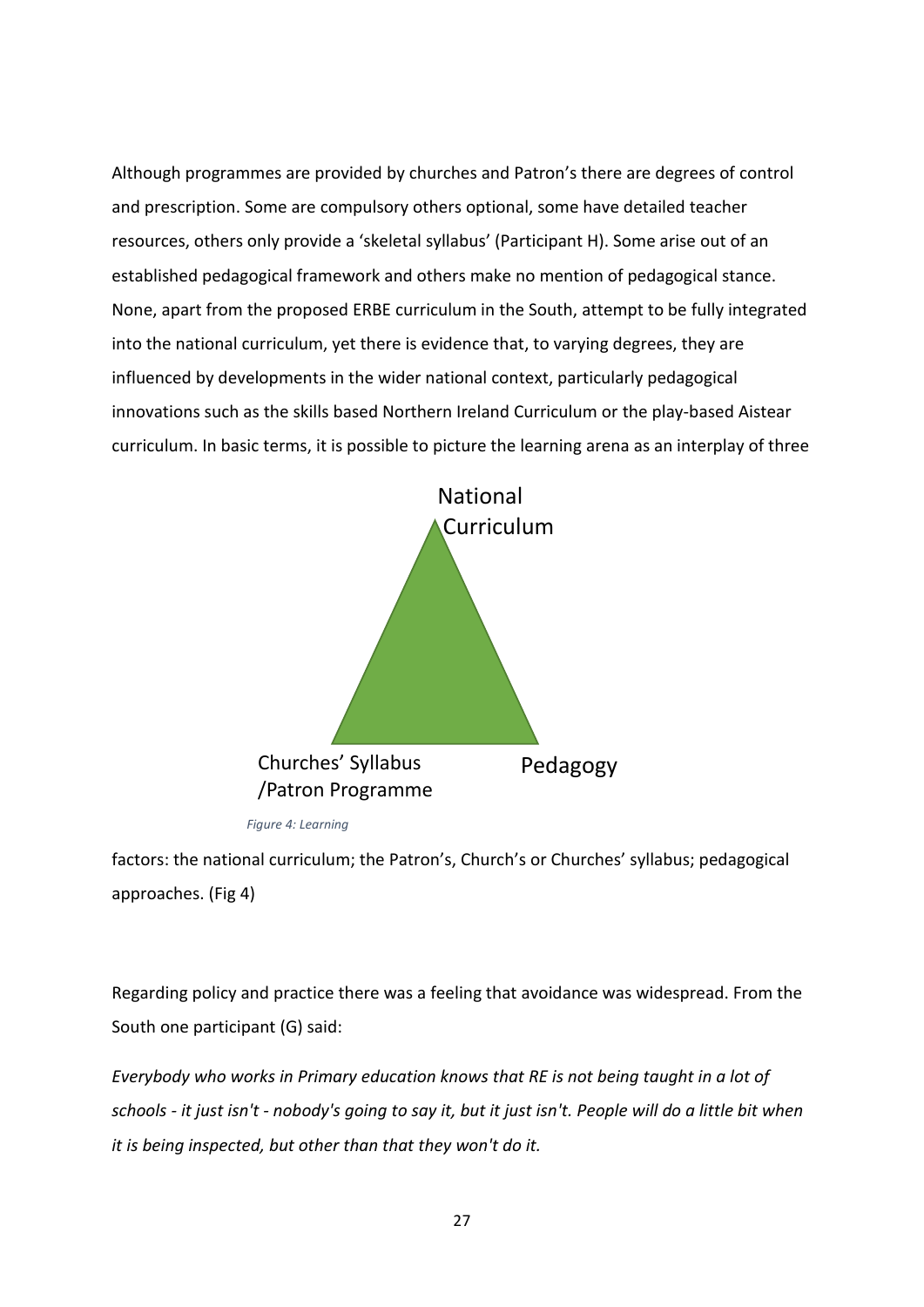Although programmes are provided by churches and Patron's there are degrees of control and prescription. Some are compulsory others optional, some have detailed teacher resources, others only provide a 'skeletal syllabus' (Participant H). Some arise out of an established pedagogical framework and others make no mention of pedagogical stance. None, apart from the proposed ERBE curriculum in the South, attempt to be fully integrated into the national curriculum, yet there is evidence that, to varying degrees, they are influenced by developments in the wider national context, particularly pedagogical innovations such as the skills based Northern Ireland Curriculum or the play-based Aistear curriculum. In basic terms, it is possible to picture the learning arena as an interplay of three

National Curriculum

Churches' Syllabus /Patron Programme

Pedagogy

*Figure 4: Learning*

factors: the national curriculum; the Patron's, Church's or Churches' syllabus; pedagogical approaches. (Fig 4)

Regarding policy and practice there was a feeling that avoidance was widespread. From the South one participant (G) said:

*Everybody who works in Primary education knows that RE is not being taught in a lot of schools - it just isn't - nobody's going to say it, but it just isn't. People will do a little bit when it is being inspected, but other than that they won't do it.*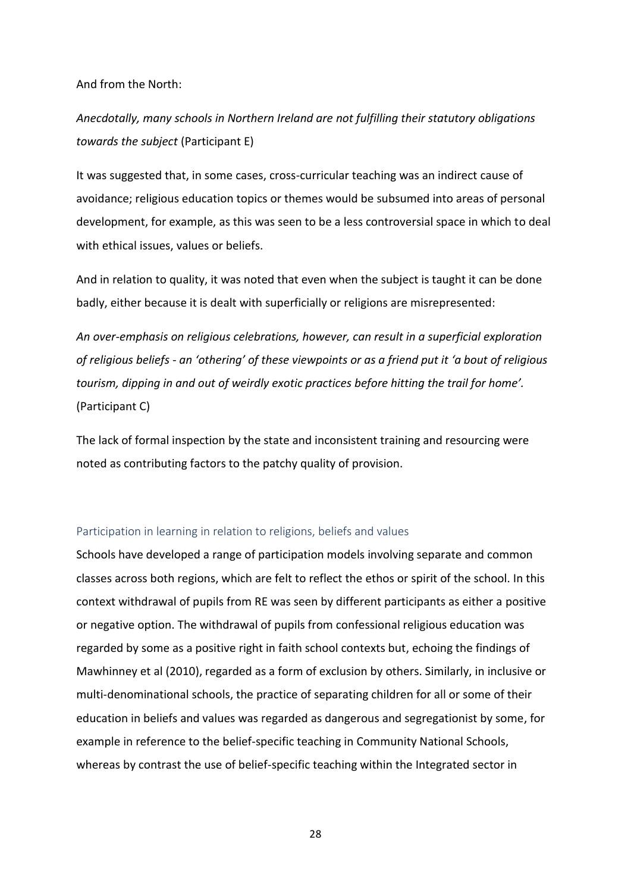And from the North:

*Anecdotally, many schools in Northern Ireland are not fulfilling their statutory obligations towards the subject* (Participant E)

It was suggested that, in some cases, cross-curricular teaching was an indirect cause of avoidance; religious education topics or themes would be subsumed into areas of personal development, for example, as this was seen to be a less controversial space in which to deal with ethical issues, values or beliefs.

And in relation to quality, it was noted that even when the subject is taught it can be done badly, either because it is dealt with superficially or religions are misrepresented:

*An over-emphasis on religious celebrations, however, can result in a superficial exploration of religious beliefs - an 'othering' of these viewpoints or as a friend put it 'a bout of religious tourism, dipping in and out of weirdly exotic practices before hitting the trail for home'.* (Participant C)

The lack of formal inspection by the state and inconsistent training and resourcing were noted as contributing factors to the patchy quality of provision.

### Participation in learning in relation to religions, beliefs and values

Schools have developed a range of participation models involving separate and common classes across both regions, which are felt to reflect the ethos or spirit of the school. In this context withdrawal of pupils from RE was seen by different participants as either a positive or negative option. The withdrawal of pupils from confessional religious education was regarded by some as a positive right in faith school contexts but, echoing the findings of Mawhinney et al (2010), regarded as a form of exclusion by others. Similarly, in inclusive or multi-denominational schools, the practice of separating children for all or some of their education in beliefs and values was regarded as dangerous and segregationist by some, for example in reference to the belief-specific teaching in Community National Schools, whereas by contrast the use of belief-specific teaching within the Integrated sector in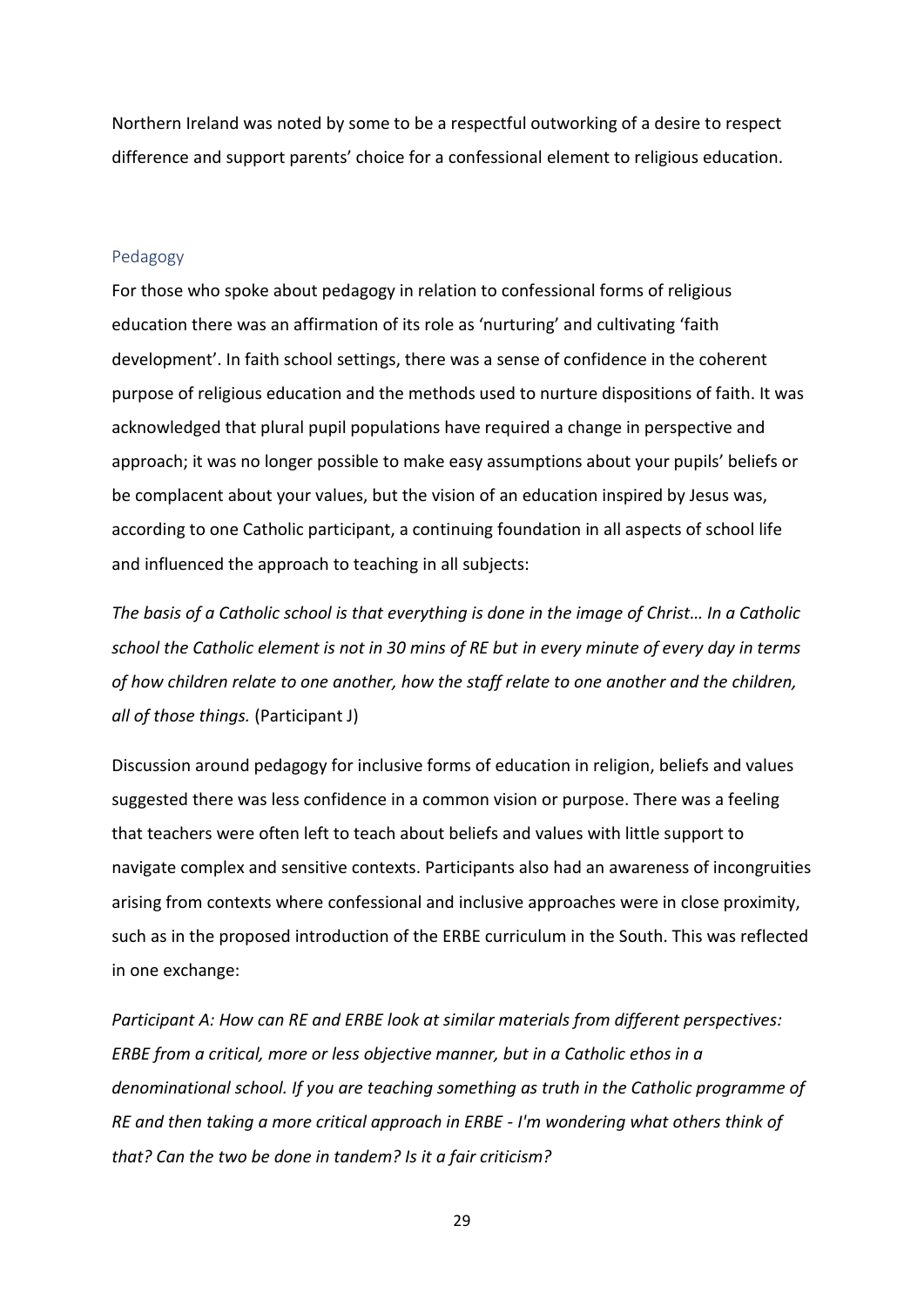Northern Ireland was noted by some to be a respectful outworking of a desire to respect difference and support parents' choice for a confessional element to religious education.

### Pedagogy

For those who spoke about pedagogy in relation to confessional forms of religious education there was an affirmation of its role as 'nurturing' and cultivating 'faith development'. In faith school settings, there was a sense of confidence in the coherent purpose of religious education and the methods used to nurture dispositions of faith. It was acknowledged that plural pupil populations have required a change in perspective and approach; it was no longer possible to make easy assumptions about your pupils' beliefs or be complacent about your values, but the vision of an education inspired by Jesus was, according to one Catholic participant, a continuing foundation in all aspects of school life and influenced the approach to teaching in all subjects:

*The basis of a Catholic school is that everything is done in the image of Christ… In a Catholic school the Catholic element is not in 30 mins of RE but in every minute of every day in terms of how children relate to one another, how the staff relate to one another and the children, all of those things.* (Participant J)

Discussion around pedagogy for inclusive forms of education in religion, beliefs and values suggested there was less confidence in a common vision or purpose. There was a feeling that teachers were often left to teach about beliefs and values with little support to navigate complex and sensitive contexts. Participants also had an awareness of incongruities arising from contexts where confessional and inclusive approaches were in close proximity, such as in the proposed introduction of the ERBE curriculum in the South. This was reflected in one exchange:

*Participant A: How can RE and ERBE look at similar materials from different perspectives: ERBE from a critical, more or less objective manner, but in a Catholic ethos in a denominational school. If you are teaching something as truth in the Catholic programme of RE and then taking a more critical approach in ERBE - I'm wondering what others think of that? Can the two be done in tandem? Is it a fair criticism?*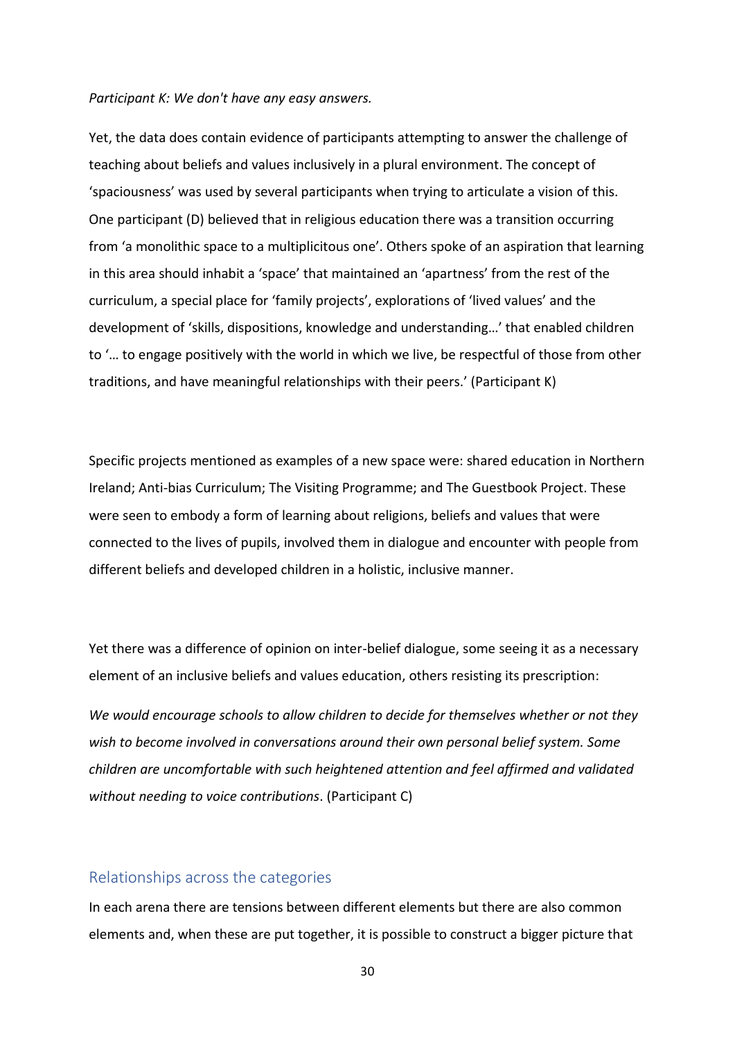*Participant K: We don't have any easy answers.*

Yet, the data does contain evidence of participants attempting to answer the challenge of teaching about beliefs and values inclusively in a plural environment. The concept of 'spaciousness' was used by several participants when trying to articulate a vision of this. One participant (D) believed that in religious education there was a transition occurring from 'a monolithic space to a multiplicitous one'. Others spoke of an aspiration that learning in this area should inhabit a 'space' that maintained an 'apartness' from the rest of the curriculum, a special place for 'family projects', explorations of 'lived values' and the development of 'skills, dispositions, knowledge and understanding…' that enabled children to '… to engage positively with the world in which we live, be respectful of those from other traditions, and have meaningful relationships with their peers.' (Participant K)

Specific projects mentioned as examples of a new space were: shared education in Northern Ireland; Anti-bias Curriculum; The Visiting Programme; and The Guestbook Project. These were seen to embody a form of learning about religions, beliefs and values that were connected to the lives of pupils, involved them in dialogue and encounter with people from different beliefs and developed children in a holistic, inclusive manner.

Yet there was a difference of opinion on inter-belief dialogue, some seeing it as a necessary element of an inclusive beliefs and values education, others resisting its prescription:

*We would encourage schools to allow children to decide for themselves whether or not they wish to become involved in conversations around their own personal belief system. Some children are uncomfortable with such heightened attention and feel affirmed and validated without needing to voice contributions*. (Participant C)

## Relationships across the categories

In each arena there are tensions between different elements but there are also common elements and, when these are put together, it is possible to construct a bigger picture that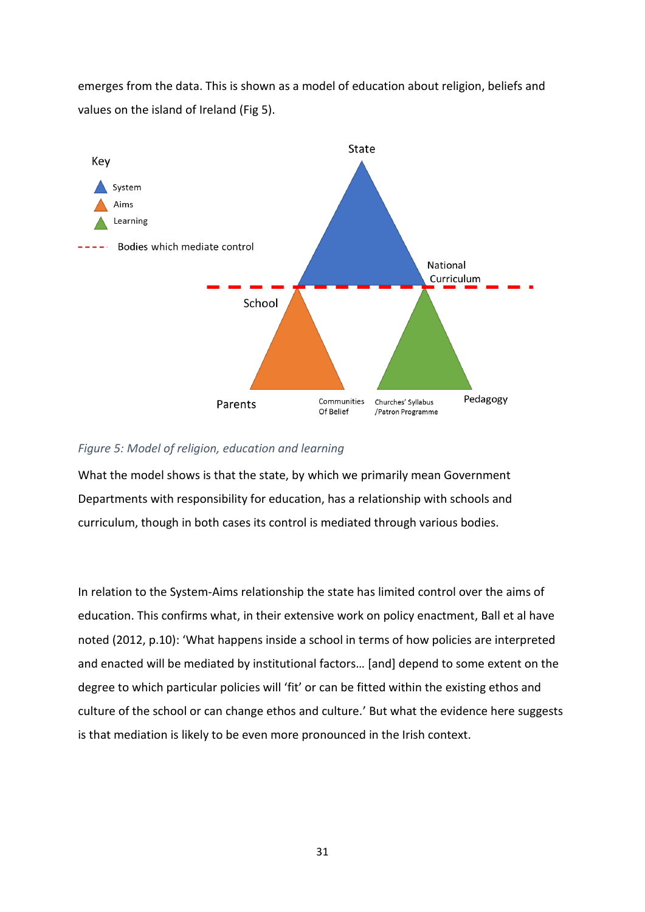emerges from the data. This is shown as a model of education about religion, beliefs and values on the island of Ireland (Fig 5).

*Figure 5: Model of religion, education and learning*

What the model shows is that the state, by which we primarily mean Government Departments with responsibility for education, has a relationship with schools and curriculum, though in both cases its control is mediated through various bodies.

In relation to the System-Aims relationship the state has limited control over the aims of education. This confirms what, in their extensive work on policy enactment, Ball et al have noted (2012, p.10): 'What happens inside a school in terms of how policies are interpreted and enacted will be mediated by institutional factors… [and] depend to some extent on the degree to which particular policies will 'fit' or can be fitted within the existing ethos and culture of the school or can change ethos and culture.' But what the evidence here suggests is that mediation is likely to be even more pronounced in the Irish context.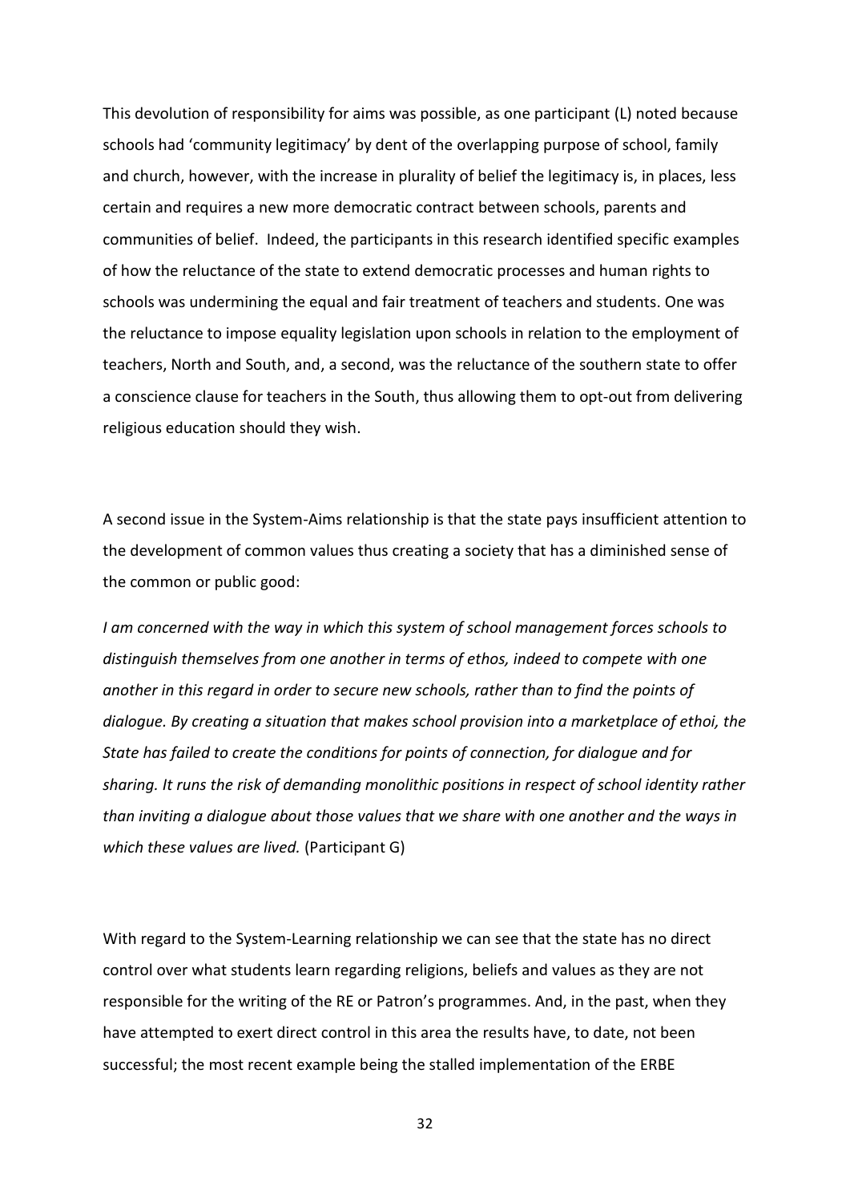This devolution of responsibility for aims was possible, as one participant (L) noted because schools had 'community legitimacy' by dent of the overlapping purpose of school, family and church, however, with the increase in plurality of belief the legitimacy is, in places, less certain and requires a new more democratic contract between schools, parents and communities of belief. Indeed, the participants in this research identified specific examples of how the reluctance of the state to extend democratic processes and human rights to schools was undermining the equal and fair treatment of teachers and students. One was the reluctance to impose equality legislation upon schools in relation to the employment of teachers, North and South, and, a second, was the reluctance of the southern state to offer a conscience clause for teachers in the South, thus allowing them to opt-out from delivering religious education should they wish.

A second issue in the System-Aims relationship is that the state pays insufficient attention to the development of common values thus creating a society that has a diminished sense of the common or public good:

*I am concerned with the way in which this system of school management forces schools to distinguish themselves from one another in terms of ethos, indeed to compete with one another in this regard in order to secure new schools, rather than to find the points of dialogue. By creating a situation that makes school provision into a marketplace of ethoi, the State has failed to create the conditions for points of connection, for dialogue and for sharing. It runs the risk of demanding monolithic positions in respect of school identity rather than inviting a dialogue about those values that we share with one another and the ways in which these values are lived.* (Participant G)

With regard to the System-Learning relationship we can see that the state has no direct control over what students learn regarding religions, beliefs and values as they are not responsible for the writing of the RE or Patron's programmes. And, in the past, when they have attempted to exert direct control in this area the results have, to date, not been successful; the most recent example being the stalled implementation of the ERBE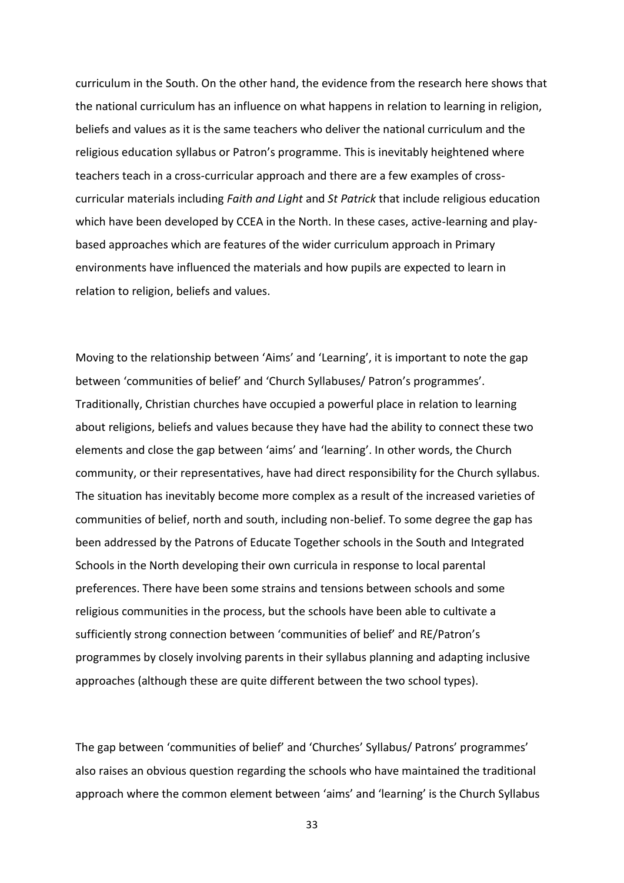curriculum in the South. On the other hand, the evidence from the research here shows that the national curriculum has an influence on what happens in relation to learning in religion, beliefs and values as it is the same teachers who deliver the national curriculum and the religious education syllabus or Patron's programme. This is inevitably heightened where teachers teach in a cross-curricular approach and there are a few examples of cross-curricular materials including *Faith and Light* and *St Patrick* that include religious education which have been developed by CCEA in the North. In these cases, active-learning and play-based approaches which are features of the wider curriculum approach in Primary environments have influenced the materials and how pupils are expected to learn in relation to religion, beliefs and values.

Moving to the relationship between 'Aims' and 'Learning', it is important to note the gap between 'communities of belief' and 'Church Syllabuses/ Patron's programmes'. Traditionally, Christian churches have occupied a powerful place in relation to learning about religions, beliefs and values because they have had the ability to connect these two elements and close the gap between 'aims' and 'learning'. In other words, the Church community, or their representatives, have had direct responsibility for the Church syllabus. The situation has inevitably become more complex as a result of the increased varieties of communities of belief, north and south, including non-belief. To some degree the gap has been addressed by the Patrons of Educate Together schools in the South and Integrated Schools in the North developing their own curricula in response to local parental preferences. There have been some strains and tensions between schools and some religious communities in the process, but the schools have been able to cultivate a sufficiently strong connection between 'communities of belief' and RE/Patron's programmes by closely involving parents in their syllabus planning and adapting inclusive approaches (although these are quite different between the two school types).

The gap between 'communities of belief' and 'Churches' Syllabus/ Patrons' programmes' also raises an obvious question regarding the schools who have maintained the traditional approach where the common element between 'aims' and 'learning' is the Church Syllabus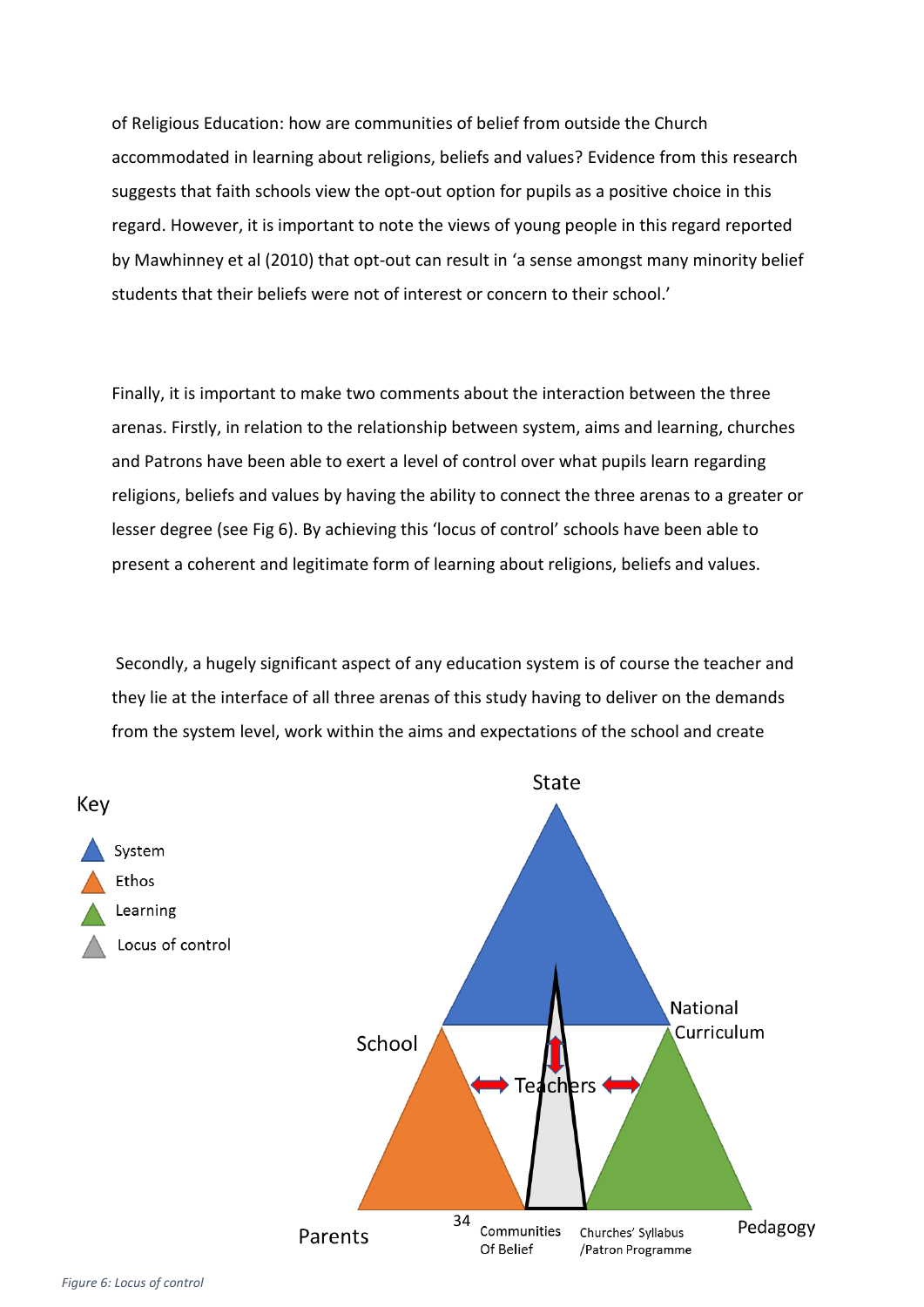of Religious Education: how are communities of belief from outside the Church accommodated in learning about religions, beliefs and values? Evidence from this research suggests that faith schools view the opt-out option for pupils as a positive choice in this regard. However, it is important to note the views of young people in this regard reported by Mawhinney et al (2010) that opt-out can result in 'a sense amongst many minority belief students that their beliefs were not of interest or concern to their school.'

Finally, it is important to make two comments about the interaction between the three arenas. Firstly, in relation to the relationship between system, aims and learning, churches and Patrons have been able to exert a level of control over what pupils learn regarding religions, beliefs and values by having the ability to connect the three arenas to a greater or lesser degree (see Fig 6). By achieving this 'locus of control' schools have been able to present a coherent and legitimate form of learning about religions, beliefs and values.

Secondly, a hugely significant aspect of any education system is of course the teacher and they lie at the interface of all three arenas of this study having to deliver on the demands from the system level, work within the aims and expectations of the school and create

Key

- System
- Ethos
- Learning
- Locus of control

State

School

National Curriculum

Teachers

Parents

Communities Of Belief

Churches' Syllabus /Patron Programme

Pedagogy

*Figure 6: Locus of control*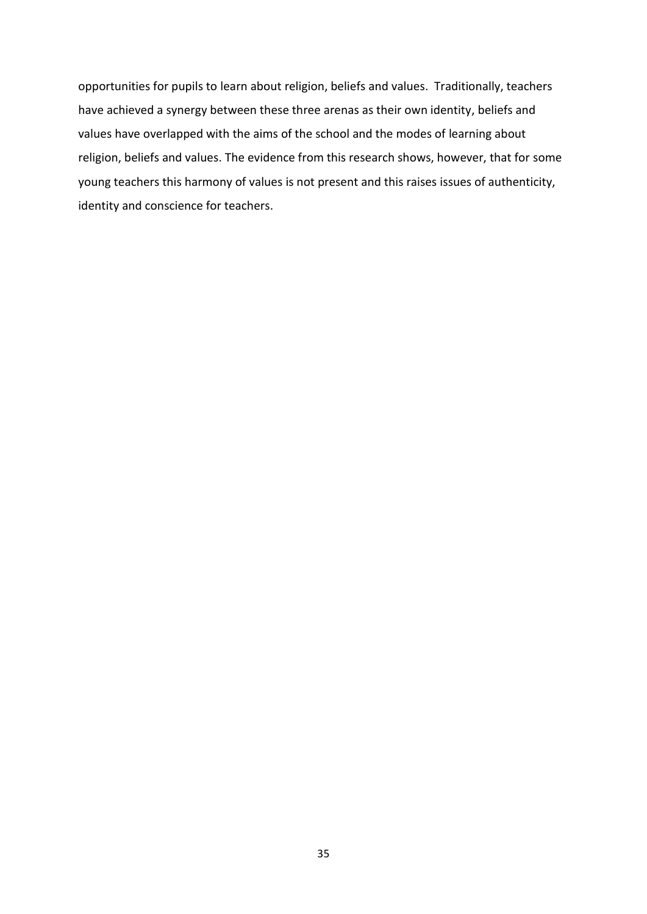opportunities for pupils to learn about religion, beliefs and values. Traditionally, teachers have achieved a synergy between these three arenas as their own identity, beliefs and values have overlapped with the aims of the school and the modes of learning about religion, beliefs and values. The evidence from this research shows, however, that for some young teachers this harmony of values is not present and this raises issues of authenticity, identity and conscience for teachers.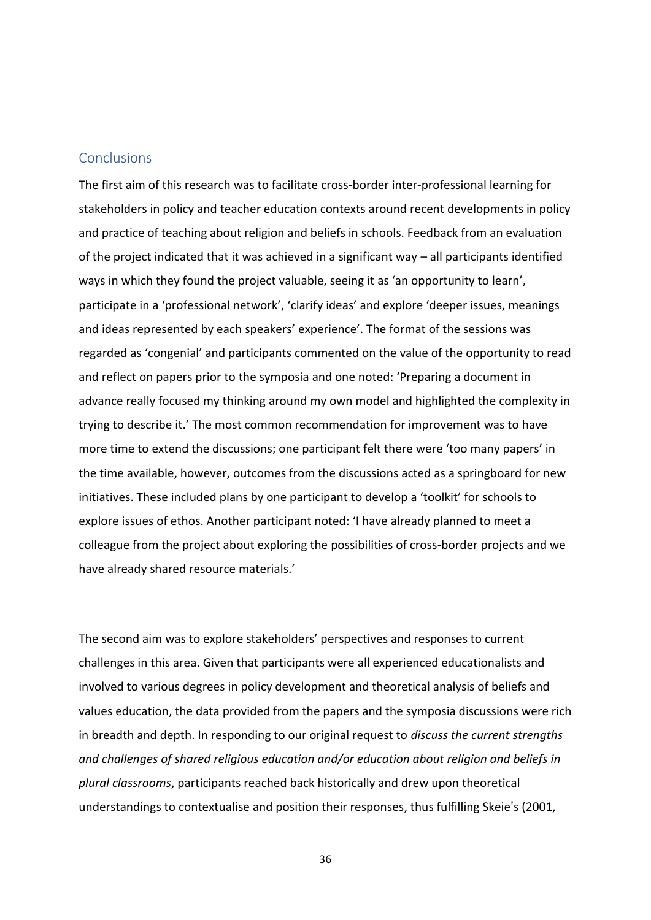## Conclusions

The first aim of this research was to facilitate cross-border inter-professional learning for stakeholders in policy and teacher education contexts around recent developments in policy and practice of teaching about religion and beliefs in schools. Feedback from an evaluation of the project indicated that it was achieved in a significant way – all participants identified ways in which they found the project valuable, seeing it as 'an opportunity to learn', participate in a 'professional network', 'clarify ideas' and explore 'deeper issues, meanings and ideas represented by each speakers' experience'. The format of the sessions was regarded as 'congenial' and participants commented on the value of the opportunity to read and reflect on papers prior to the symposia and one noted: 'Preparing a document in advance really focused my thinking around my own model and highlighted the complexity in trying to describe it.' The most common recommendation for improvement was to have more time to extend the discussions; one participant felt there were 'too many papers' in the time available, however, outcomes from the discussions acted as a springboard for new initiatives. These included plans by one participant to develop a 'toolkit' for schools to explore issues of ethos. Another participant noted: 'I have already planned to meet a colleague from the project about exploring the possibilities of cross-border projects and we have already shared resource materials.'

The second aim was to explore stakeholders' perspectives and responses to current challenges in this area. Given that participants were all experienced educationalists and involved to various degrees in policy development and theoretical analysis of beliefs and values education, the data provided from the papers and the symposia discussions were rich in breadth and depth. In responding to our original request to *discuss the current strengths and challenges of shared religious education and/or education about religion and beliefs in plural classrooms*, participants reached back historically and drew upon theoretical understandings to contextualise and position their responses, thus fulfilling Skeie's (2001,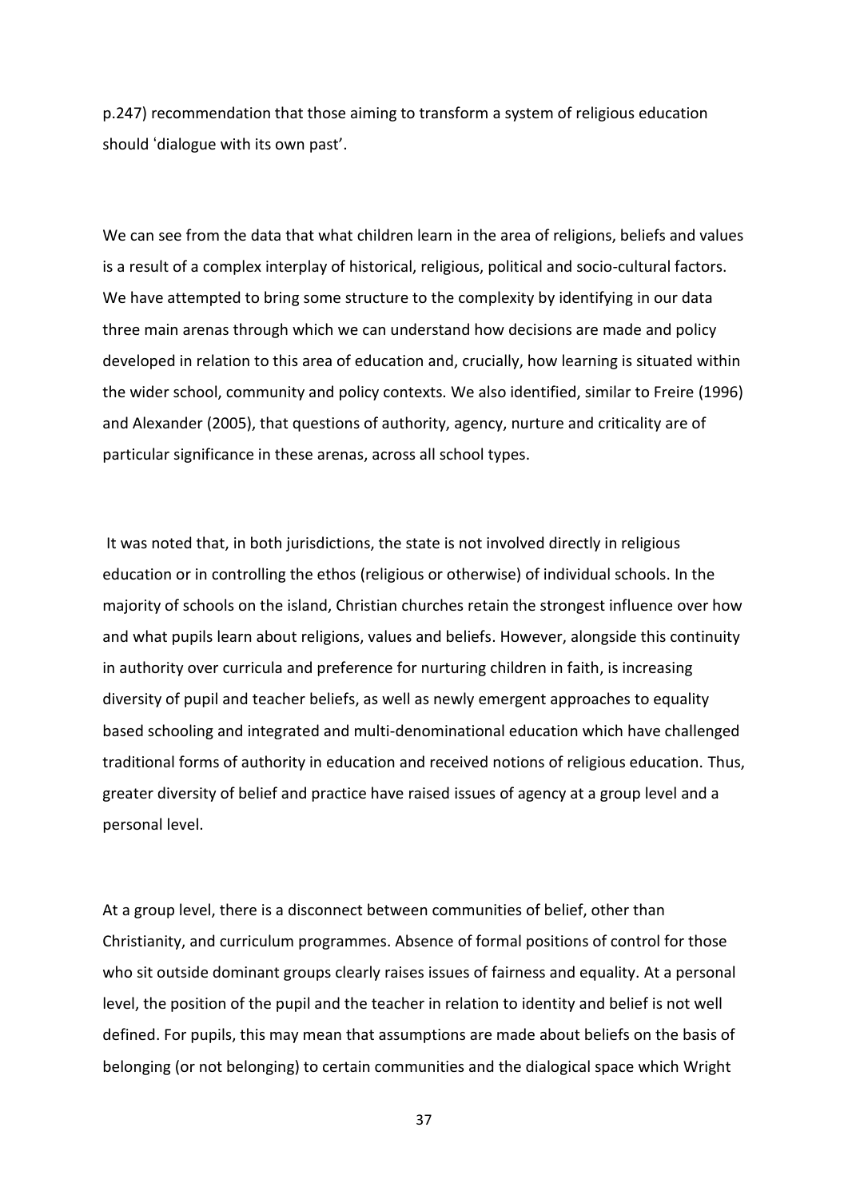p.247) recommendation that those aiming to transform a system of religious education should 'dialogue with its own past'.

We can see from the data that what children learn in the area of religions, beliefs and values is a result of a complex interplay of historical, religious, political and socio-cultural factors. We have attempted to bring some structure to the complexity by identifying in our data three main arenas through which we can understand how decisions are made and policy developed in relation to this area of education and, crucially, how learning is situated within the wider school, community and policy contexts. We also identified, similar to Freire (1996) and Alexander (2005), that questions of authority, agency, nurture and criticality are of particular significance in these arenas, across all school types.

It was noted that, in both jurisdictions, the state is not involved directly in religious education or in controlling the ethos (religious or otherwise) of individual schools. In the majority of schools on the island, Christian churches retain the strongest influence over how and what pupils learn about religions, values and beliefs. However, alongside this continuity in authority over curricula and preference for nurturing children in faith, is increasing diversity of pupil and teacher beliefs, as well as newly emergent approaches to equality based schooling and integrated and multi-denominational education which have challenged traditional forms of authority in education and received notions of religious education. Thus, greater diversity of belief and practice have raised issues of agency at a group level and a personal level.

At a group level, there is a disconnect between communities of belief, other than Christianity, and curriculum programmes. Absence of formal positions of control for those who sit outside dominant groups clearly raises issues of fairness and equality. At a personal level, the position of the pupil and the teacher in relation to identity and belief is not well defined. For pupils, this may mean that assumptions are made about beliefs on the basis of belonging (or not belonging) to certain communities and the dialogical space which Wright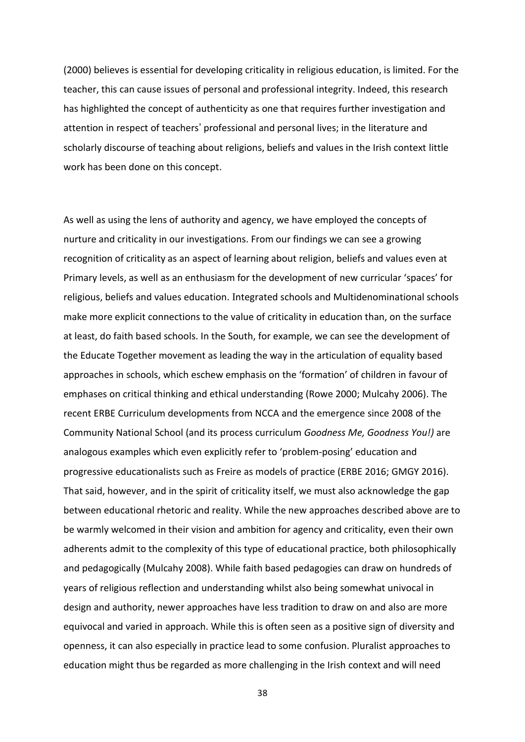(2000) believes is essential for developing criticality in religious education, is limited. For the teacher, this can cause issues of personal and professional integrity. Indeed, this research has highlighted the concept of authenticity as one that requires further investigation and attention in respect of teachers' professional and personal lives; in the literature and scholarly discourse of teaching about religions, beliefs and values in the Irish context little work has been done on this concept.

As well as using the lens of authority and agency, we have employed the concepts of nurture and criticality in our investigations. From our findings we can see a growing recognition of criticality as an aspect of learning about religion, beliefs and values even at Primary levels, as well as an enthusiasm for the development of new curricular 'spaces' for religious, beliefs and values education. Integrated schools and Multidenominational schools make more explicit connections to the value of criticality in education than, on the surface at least, do faith based schools. In the South, for example, we can see the development of the Educate Together movement as leading the way in the articulation of equality based approaches in schools, which eschew emphasis on the 'formation' of children in favour of emphases on critical thinking and ethical understanding (Rowe 2000; Mulcahy 2006). The recent ERBE Curriculum developments from NCCA and the emergence since 2008 of the Community National School (and its process curriculum *Goodness Me, Goodness You!)* are analogous examples which even explicitly refer to 'problem-posing' education and progressive educationalists such as Freire as models of practice (ERBE 2016; GMGY 2016). That said, however, and in the spirit of criticality itself, we must also acknowledge the gap between educational rhetoric and reality. While the new approaches described above are to be warmly welcomed in their vision and ambition for agency and criticality, even their own adherents admit to the complexity of this type of educational practice, both philosophically and pedagogically (Mulcahy 2008). While faith based pedagogies can draw on hundreds of years of religious reflection and understanding whilst also being somewhat univocal in design and authority, newer approaches have less tradition to draw on and also are more equivocal and varied in approach. While this is often seen as a positive sign of diversity and openness, it can also especially in practice lead to some confusion. Pluralist approaches to education might thus be regarded as more challenging in the Irish context and will need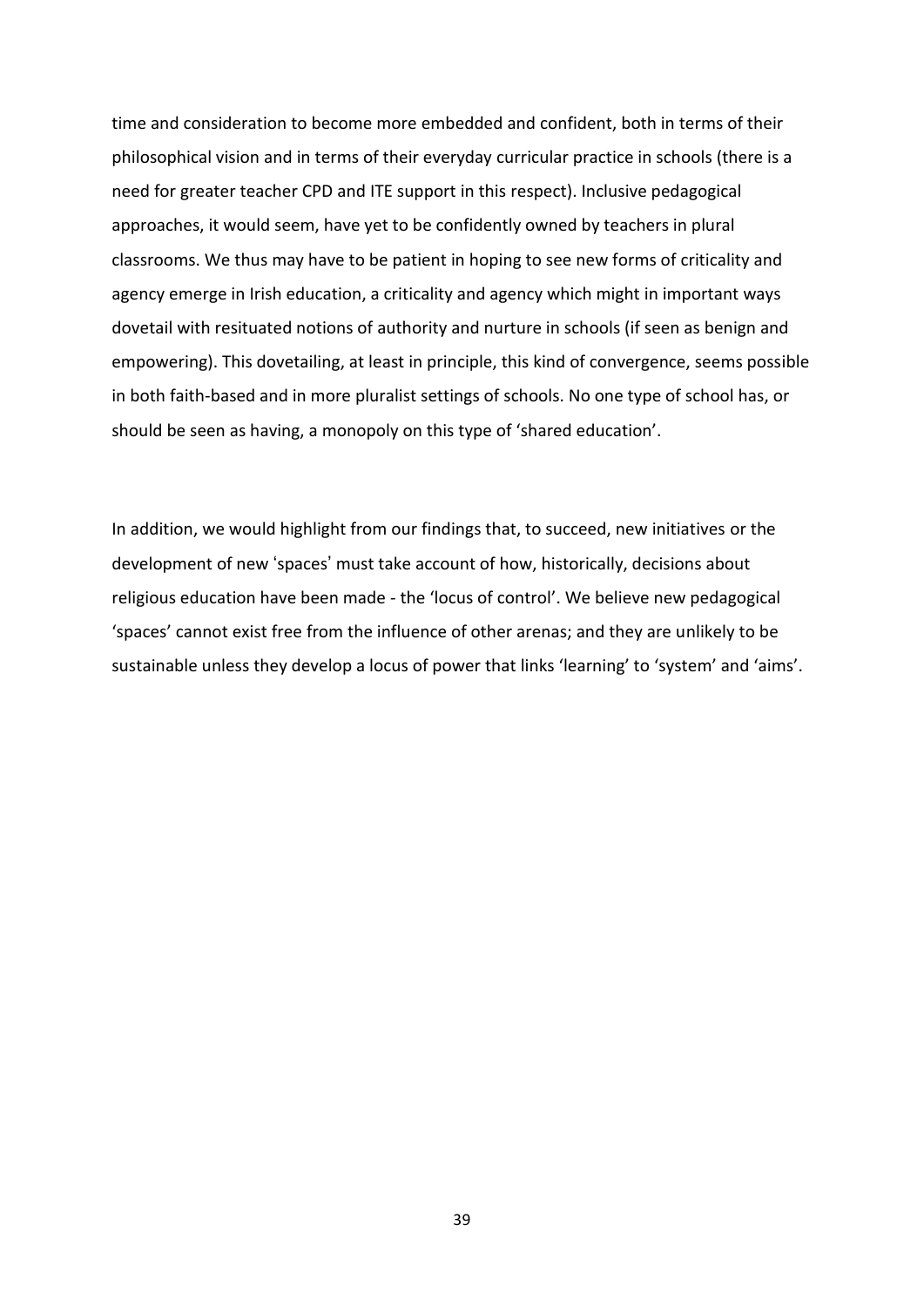time and consideration to become more embedded and confident, both in terms of their philosophical vision and in terms of their everyday curricular practice in schools (there is a need for greater teacher CPD and ITE support in this respect). Inclusive pedagogical approaches, it would seem, have yet to be confidently owned by teachers in plural classrooms. We thus may have to be patient in hoping to see new forms of criticality and agency emerge in Irish education, a criticality and agency which might in important ways dovetail with resituated notions of authority and nurture in schools (if seen as benign and empowering). This dovetailing, at least in principle, this kind of convergence, seems possible in both faith-based and in more pluralist settings of schools. No one type of school has, or should be seen as having, a monopoly on this type of 'shared education'.

In addition, we would highlight from our findings that, to succeed, new initiatives or the development of new 'spaces' must take account of how, historically, decisions about religious education have been made - the 'locus of control'. We believe new pedagogical 'spaces' cannot exist free from the influence of other arenas; and they are unlikely to be sustainable unless they develop a locus of power that links 'learning' to 'system' and 'aims'.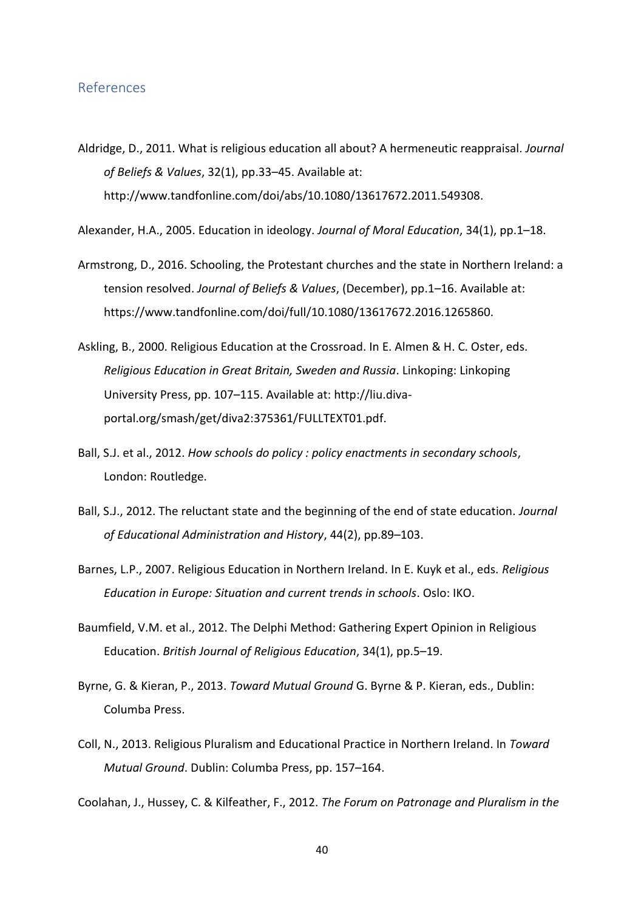## References

Aldridge, D., 2011. What is religious education all about? A hermeneutic reappraisal. *Journal of Beliefs & Values*, 32(1), pp.33–45. Available at: http://www.tandfonline.com/doi/abs/10.1080/13617672.2011.549308.

Alexander, H.A., 2005. Education in ideology. *Journal of Moral Education*, 34(1), pp.1–18.

Armstrong, D., 2016. Schooling, the Protestant churches and the state in Northern Ireland: a tension resolved. *Journal of Beliefs & Values*, (December), pp.1–16. Available at: https://www.tandfonline.com/doi/full/10.1080/13617672.2016.1265860.

Askling, B., 2000. Religious Education at the Crossroad. In E. Almen & H. C. Oster, eds. *Religious Education in Great Britain, Sweden and Russia*. Linkoping: Linkoping University Press, pp. 107–115. Available at: http://liu.diva-portal.org/smash/get/diva2:375361/FULLTEXT01.pdf.

Ball, S.J. et al., 2012. *How schools do policy : policy enactments in secondary schools*, London: Routledge.

Ball, S.J., 2012. The reluctant state and the beginning of the end of state education. *Journal of Educational Administration and History*, 44(2), pp.89–103.

Barnes, L.P., 2007. Religious Education in Northern Ireland. In E. Kuyk et al., eds. *Religious Education in Europe: Situation and current trends in schools*. Oslo: IKO.

Baumfield, V.M. et al., 2012. The Delphi Method: Gathering Expert Opinion in Religious Education. *British Journal of Religious Education*, 34(1), pp.5–19.

Byrne, G. & Kieran, P., 2013. *Toward Mutual Ground* G. Byrne & P. Kieran, eds., Dublin: Columba Press.

Coll, N., 2013. Religious Pluralism and Educational Practice in Northern Ireland. In *Toward Mutual Ground*. Dublin: Columba Press, pp. 157–164.

Coolahan, J., Hussey, C. & Kilfeather, F., 2012. *The Forum on Patronage and Pluralism in the*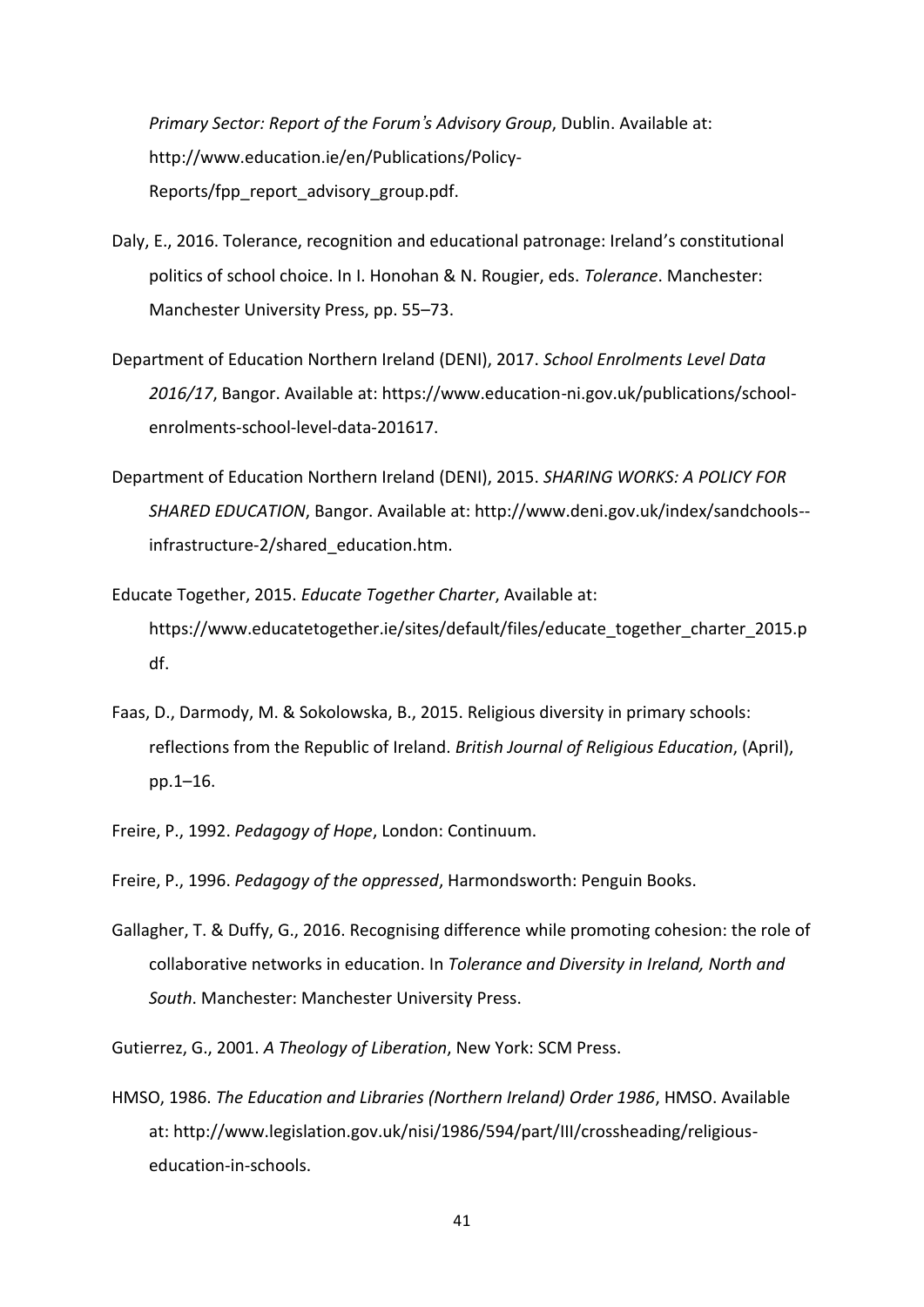*Primary Sector: Report of the Forum's Advisory Group*, Dublin. Available at: http://www.education.ie/en/Publications/Policy-Reports/fpp_report_advisory_group.pdf.

Daly, E., 2016. Tolerance, recognition and educational patronage: Ireland's constitutional politics of school choice. In I. Honohan & N. Rougier, eds. *Tolerance*. Manchester: Manchester University Press, pp. 55–73.

Department of Education Northern Ireland (DENI), 2017. *School Enrolments Level Data 2016/17*, Bangor. Available at: https://www.education-ni.gov.uk/publications/school-enrolments-school-level-data-201617.

Department of Education Northern Ireland (DENI), 2015. *SHARING WORKS: A POLICY FOR SHARED EDUCATION*, Bangor. Available at: http://www.deni.gov.uk/index/sandchools--infrastructure-2/shared_education.htm.

Educate Together, 2015. *Educate Together Charter*, Available at: https://www.educatetogether.ie/sites/default/files/educate_together_charter_2015.pdf.

Faas, D., Darmody, M. & Sokolowska, B., 2015. Religious diversity in primary schools: reflections from the Republic of Ireland. *British Journal of Religious Education*, (April), pp.1–16.

Freire, P., 1992. *Pedagogy of Hope*, London: Continuum.

Freire, P., 1996. *Pedagogy of the oppressed*, Harmondsworth: Penguin Books.

Gallagher, T. & Duffy, G., 2016. Recognising difference while promoting cohesion: the role of collaborative networks in education. In *Tolerance and Diversity in Ireland, North and South*. Manchester: Manchester University Press.

Gutierrez, G., 2001. *A Theology of Liberation*, New York: SCM Press.

HMSO, 1986. *The Education and Libraries (Northern Ireland) Order 1986*, HMSO. Available at: http://www.legislation.gov.uk/nisi/1986/594/part/III/crossheading/religious-education-in-schools.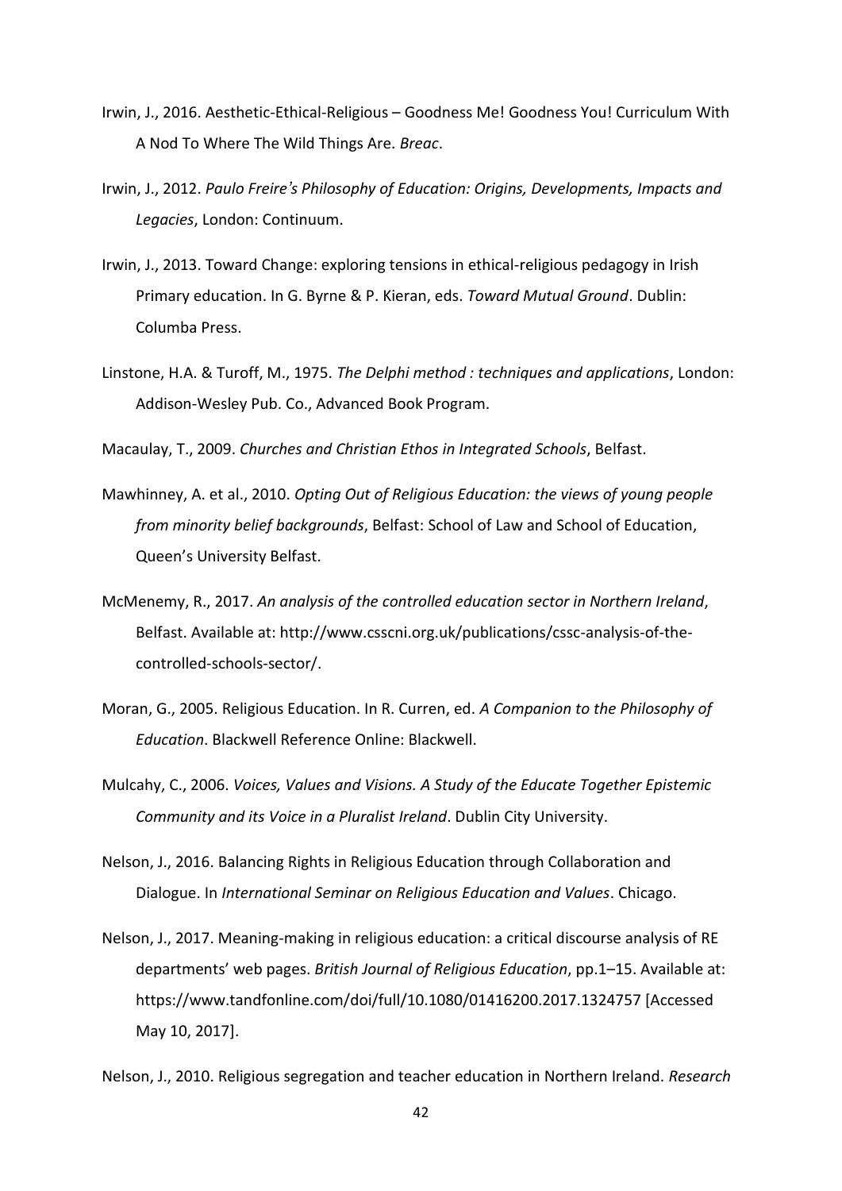Irwin, J., 2016. Aesthetic-Ethical-Religious – Goodness Me! Goodness You! Curriculum With A Nod To Where The Wild Things Are. *Breac*.

Irwin, J., 2012. *Paulo Freire's Philosophy of Education: Origins, Developments, Impacts and Legacies*, London: Continuum.

Irwin, J., 2013. Toward Change: exploring tensions in ethical-religious pedagogy in Irish Primary education. In G. Byrne & P. Kieran, eds. *Toward Mutual Ground*. Dublin: Columba Press.

Linstone, H.A. & Turoff, M., 1975. *The Delphi method : techniques and applications*, London: Addison-Wesley Pub. Co., Advanced Book Program.

Macaulay, T., 2009. *Churches and Christian Ethos in Integrated Schools*, Belfast.

Mawhinney, A. et al., 2010. *Opting Out of Religious Education: the views of young people from minority belief backgrounds*, Belfast: School of Law and School of Education, Queen's University Belfast.

McMenemy, R., 2017. *An analysis of the controlled education sector in Northern Ireland*, Belfast. Available at: http://www.csscni.org.uk/publications/cssc-analysis-of-the-controlled-schools-sector/.

Moran, G., 2005. Religious Education. In R. Curren, ed. *A Companion to the Philosophy of Education*. Blackwell Reference Online: Blackwell.

Mulcahy, C., 2006. *Voices, Values and Visions. A Study of the Educate Together Epistemic Community and its Voice in a Pluralist Ireland*. Dublin City University.

Nelson, J., 2016. Balancing Rights in Religious Education through Collaboration and Dialogue. In *International Seminar on Religious Education and Values*. Chicago.

Nelson, J., 2017. Meaning-making in religious education: a critical discourse analysis of RE departments' web pages. *British Journal of Religious Education*, pp.1–15. Available at: https://www.tandfonline.com/doi/full/10.1080/01416200.2017.1324757 [Accessed May 10, 2017].

Nelson, J., 2010. Religious segregation and teacher education in Northern Ireland. *Research*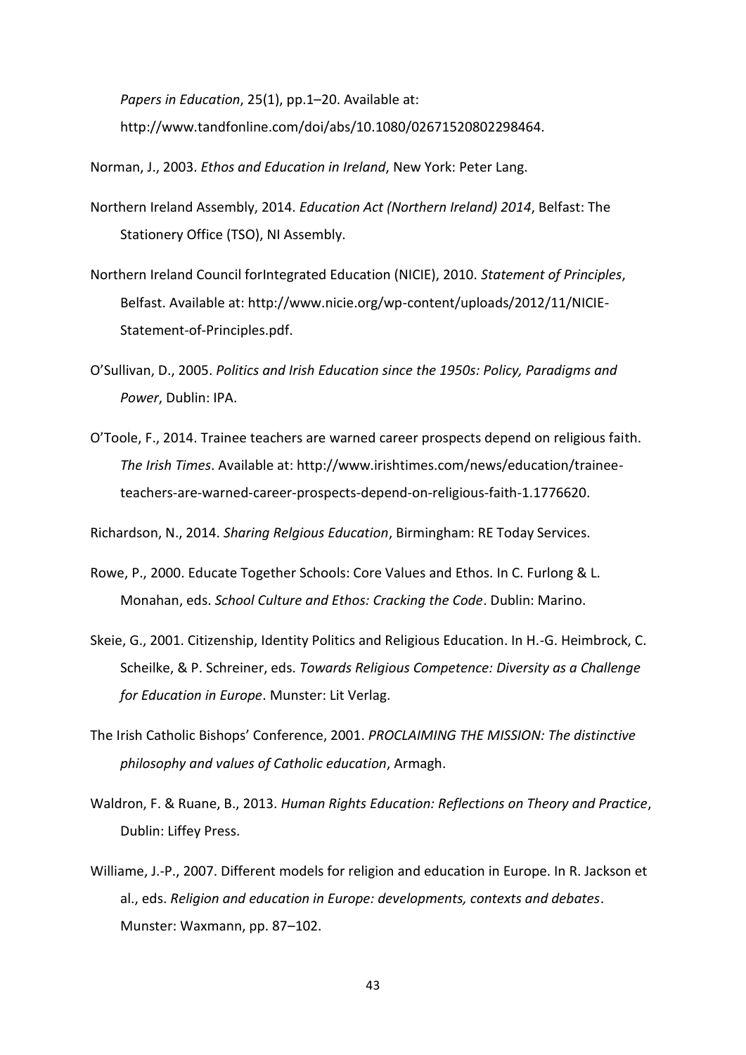*Papers in Education*, 25(1), pp.1–20. Available at: http://www.tandfonline.com/doi/abs/10.1080/02671520802298464.

Norman, J., 2003. *Ethos and Education in Ireland*, New York: Peter Lang.

Northern Ireland Assembly, 2014. *Education Act (Northern Ireland) 2014*, Belfast: The Stationery Office (TSO), NI Assembly.

Northern Ireland Council forIntegrated Education (NICIE), 2010. *Statement of Principles*, Belfast. Available at: http://www.nicie.org/wp-content/uploads/2012/11/NICIE-Statement-of-Principles.pdf.

O'Sullivan, D., 2005. *Politics and Irish Education since the 1950s: Policy, Paradigms and Power*, Dublin: IPA.

O'Toole, F., 2014. Trainee teachers are warned career prospects depend on religious faith. *The Irish Times*. Available at: http://www.irishtimes.com/news/education/trainee-teachers-are-warned-career-prospects-depend-on-religious-faith-1.1776620.

Richardson, N., 2014. *Sharing Relgious Education*, Birmingham: RE Today Services.

Rowe, P., 2000. Educate Together Schools: Core Values and Ethos. In C. Furlong & L. Monahan, eds. *School Culture and Ethos: Cracking the Code*. Dublin: Marino.

Skeie, G., 2001. Citizenship, Identity Politics and Religious Education. In H.-G. Heimbrock, C. Scheilke, & P. Schreiner, eds. *Towards Religious Competence: Diversity as a Challenge for Education in Europe*. Munster: Lit Verlag.

The Irish Catholic Bishops' Conference, 2001. *PROCLAIMING THE MISSION: The distinctive philosophy and values of Catholic education*, Armagh.

Waldron, F. & Ruane, B., 2013. *Human Rights Education: Reflections on Theory and Practice*, Dublin: Liffey Press.

Williame, J.-P., 2007. Different models for religion and education in Europe. In R. Jackson et al., eds. *Religion and education in Europe: developments, contexts and debates*. Munster: Waxmann, pp. 87–102.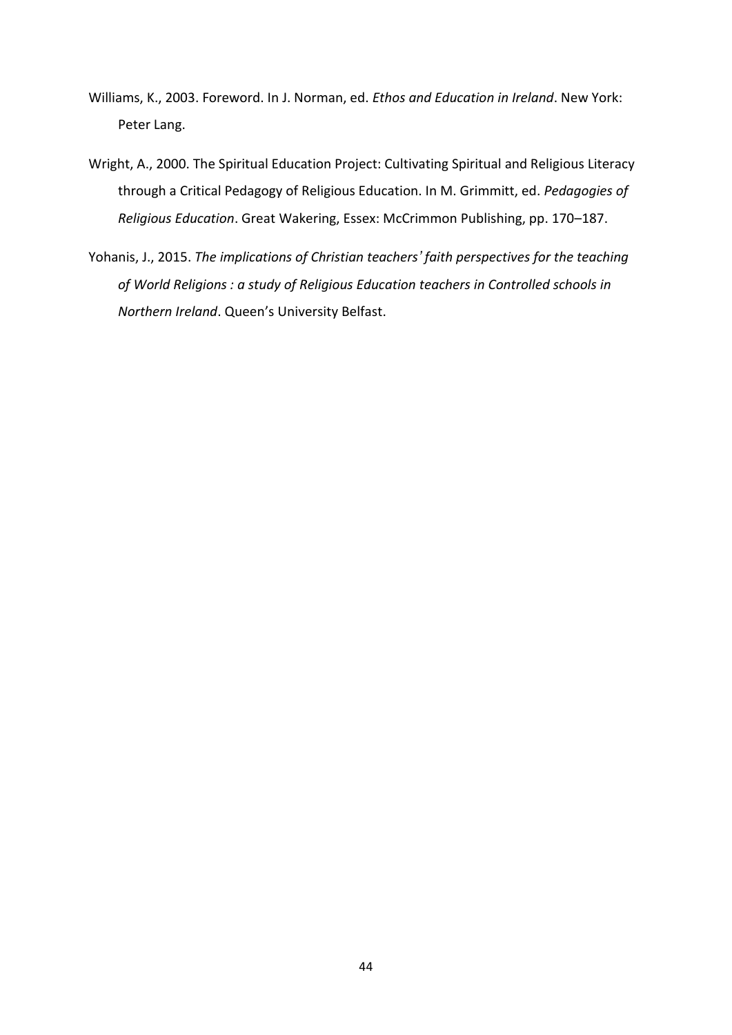Williams, K., 2003. Foreword. In J. Norman, ed. *Ethos and Education in Ireland*. New York: Peter Lang.

Wright, A., 2000. The Spiritual Education Project: Cultivating Spiritual and Religious Literacy through a Critical Pedagogy of Religious Education. In M. Grimmitt, ed. *Pedagogies of Religious Education*. Great Wakering, Essex: McCrimmon Publishing, pp. 170–187.

Yohanis, J., 2015. *The implications of Christian teachers' faith perspectives for the teaching of World Religions : a study of Religious Education teachers in Controlled schools in Northern Ireland*. Queen's University Belfast.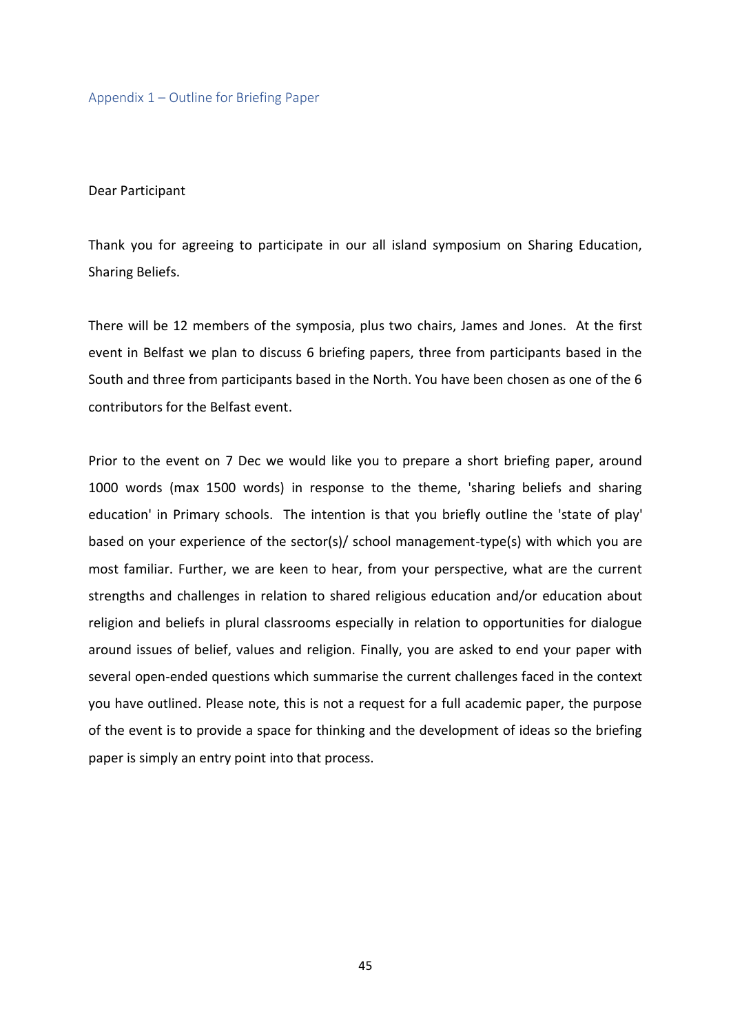## Appendix 1 – Outline for Briefing Paper

Dear Participant

Thank you for agreeing to participate in our all island symposium on Sharing Education, Sharing Beliefs.

There will be 12 members of the symposia, plus two chairs, James and Jones. At the first event in Belfast we plan to discuss 6 briefing papers, three from participants based in the South and three from participants based in the North. You have been chosen as one of the 6 contributors for the Belfast event.

Prior to the event on 7 Dec we would like you to prepare a short briefing paper, around 1000 words (max 1500 words) in response to the theme, 'sharing beliefs and sharing education' in Primary schools. The intention is that you briefly outline the 'state of play' based on your experience of the sector(s)/ school management-type(s) with which you are most familiar. Further, we are keen to hear, from your perspective, what are the current strengths and challenges in relation to shared religious education and/or education about religion and beliefs in plural classrooms especially in relation to opportunities for dialogue around issues of belief, values and religion. Finally, you are asked to end your paper with several open-ended questions which summarise the current challenges faced in the context you have outlined. Please note, this is not a request for a full academic paper, the purpose of the event is to provide a space for thinking and the development of ideas so the briefing paper is simply an entry point into that process.